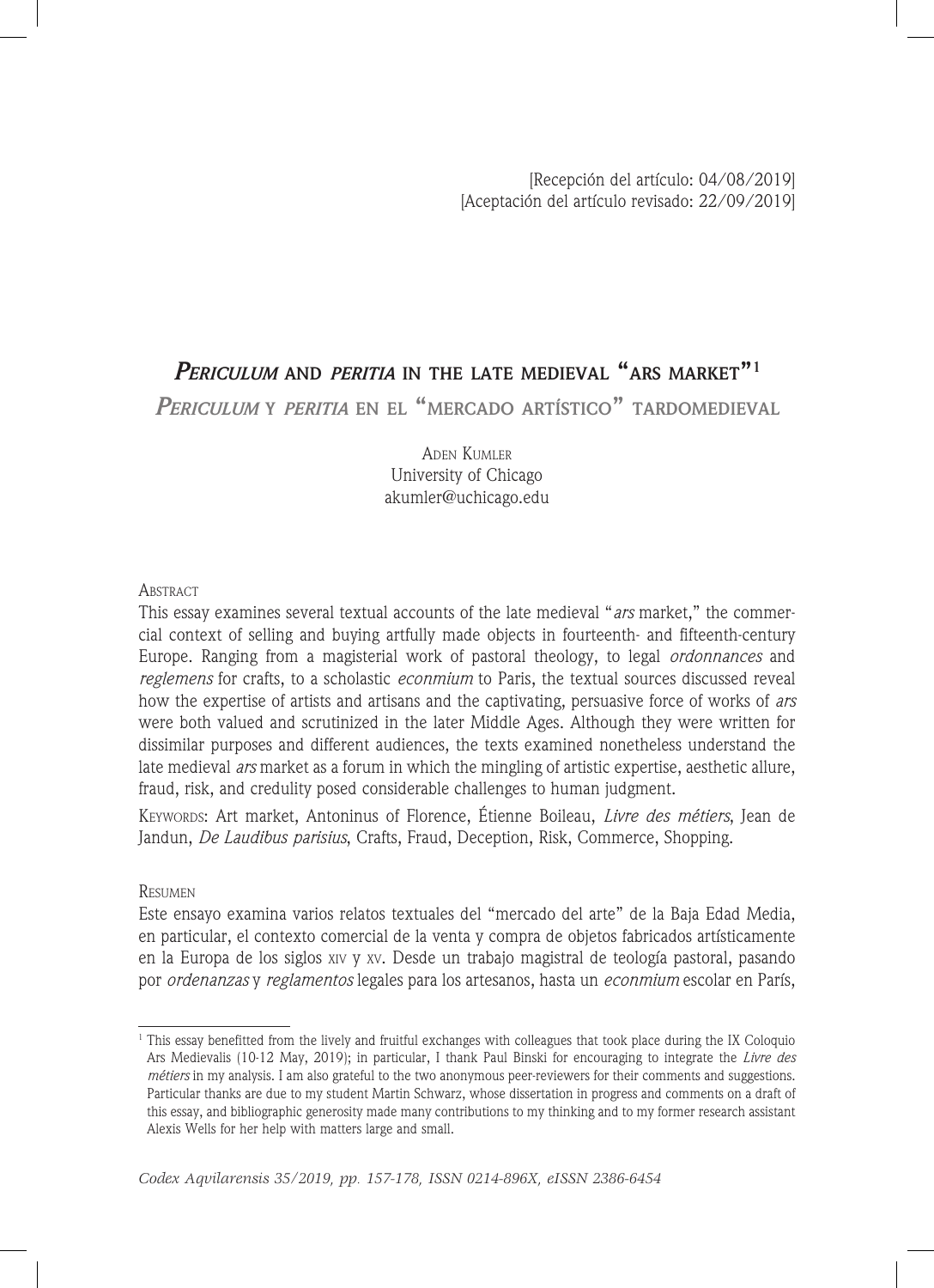[Recepción del artículo: 04/08/2019]
[Aceptación del artículo revisado: 22/09/2019]

# *Periculum* and *peritia* in the late medieval "ars market"[1]

## *Periculum* y *peritia* en el "mercado artístico" tardomedieval

Aden Kumler
University of Chicago
akumler@uchicago.edu

Abstract

This essay examines several textual accounts of the late medieval "*ars* market," the commercial context of selling and buying artfully made objects in fourteenth- and fifteenth-century Europe. Ranging from a magisterial work of pastoral theology, to legal *ordonnances* and *reglemens* for crafts, to a scholastic *econmium* to Paris, the textual sources discussed reveal how the expertise of artists and artisans and the captivating, persuasive force of works of *ars* were both valued and scrutinized in the later Middle Ages. Although they were written for dissimilar purposes and different audiences, the texts examined nonetheless understand the late medieval *ars* market as a forum in which the mingling of artistic expertise, aesthetic allure, fraud, risk, and credulity posed considerable challenges to human judgment.

Keywords: Art market, Antoninus of Florence, Étienne Boileau, *Livre des métiers*, Jean de Jandun, *De Laudibus parisius*, Crafts, Fraud, Deception, Risk, Commerce, Shopping.

Resumen

Este ensayo examina varios relatos textuales del "mercado del arte" de la Baja Edad Media, en particular, el contexto comercial de la venta y compra de objetos fabricados artísticamente en la Europa de los siglos xiv y xv. Desde un trabajo magistral de teología pastoral, pasando por *ordenanzas* y *reglamentos* legales para los artesanos, hasta un *econmium* escolar en París,

[1] This essay benefitted from the lively and fruitful exchanges with colleagues that took place during the IX Coloquio Ars Medievalis (10-12 May, 2019); in particular, I thank Paul Binski for encouraging to integrate the *Livre des métiers* in my analysis. I am also grateful to the two anonymous peer-reviewers for their comments and suggestions. Particular thanks are due to my student Martin Schwarz, whose dissertation in progress and comments on a draft of this essay, and bibliographic generosity made many contributions to my thinking and to my former research assistant Alexis Wells for her help with matters large and small.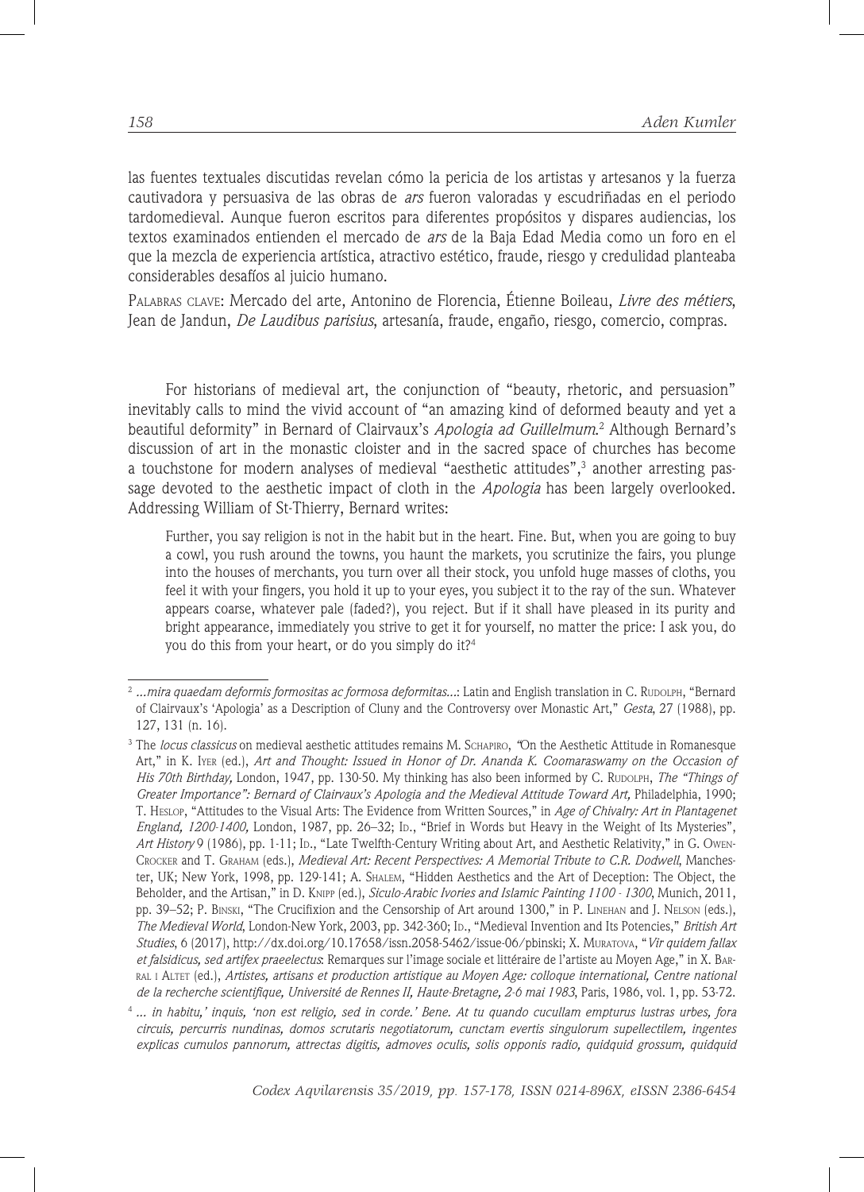las fuentes textuales discutidas revelan cómo la pericia de los artistas y artesanos y la fuerza cautivadora y persuasiva de las obras de *ars* fueron valoradas y escudriñadas en el periodo tardomedieval. Aunque fueron escritos para diferentes propósitos y dispares audiencias, los textos examinados entienden el mercado de *ars* de la Baja Edad Media como un foro en el que la mezcla de experiencia artística, atractivo estético, fraude, riesgo y credulidad planteaba considerables desafíos al juicio humano.

Palabras clave: Mercado del arte, Antonino de Florencia, Étienne Boileau, *Livre des métiers*, Jean de Jandun, *De Laudibus parisius*, artesanía, fraude, engaño, riesgo, comercio, compras.

For historians of medieval art, the conjunction of "beauty, rhetoric, and persuasion" inevitably calls to mind the vivid account of "an amazing kind of deformed beauty and yet a beautiful deformity" in Bernard of Clairvaux's *Apologia ad Guillelmum*.[2] Although Bernard's discussion of art in the monastic cloister and in the sacred space of churches has become a touchstone for modern analyses of medieval "aesthetic attitudes",[3] another arresting passage devoted to the aesthetic impact of cloth in the *Apologia* has been largely overlooked. Addressing William of St-Thierry, Bernard writes:

> Further, you say religion is not in the habit but in the heart. Fine. But, when you are going to buy a cowl, you rush around the towns, you haunt the markets, you scrutinize the fairs, you plunge into the houses of merchants, you turn over all their stock, you unfold huge masses of cloths, you feel it with your fingers, you hold it up to your eyes, you subject it to the ray of the sun. Whatever appears coarse, whatever pale (faded?), you reject. But if it shall have pleased in its purity and bright appearance, immediately you strive to get it for yourself, no matter the price: I ask you, do you do this from your heart, or do you simply do it?[4]

---

[2] *...mira quaedam deformis formositas ac formosa deformitas...*: Latin and English translation in C. Rudolph, "Bernard of Clairvaux's 'Apologia' as a Description of Cluny and the Controversy over Monastic Art," *Gesta*, 27 (1988), pp. 127, 131 (n. 16).

[3] The *locus classicus* on medieval aesthetic attitudes remains M. Schapiro, "On the Aesthetic Attitude in Romanesque Art," in K. Iyer (ed.), *Art and Thought: Issued in Honor of Dr. Ananda K. Coomaraswamy on the Occasion of His 70th Birthday,* London, 1947, pp. 130-50. My thinking has also been informed by C. Rudolph, *The "Things of Greater Importance": Bernard of Clairvaux's Apologia and the Medieval Attitude Toward Art,* Philadelphia, 1990; T. Heslop, "Attitudes to the Visual Arts: The Evidence from Written Sources," in *Age of Chivalry: Art in Plantagenet England, 1200-1400,* London, 1987, pp. 26–32; Id., "Brief in Words but Heavy in the Weight of Its Mysteries", *Art History* 9 (1986), pp. 1-11; Id., "Late Twelfth-Century Writing about Art, and Aesthetic Relativity," in G. Owen-Crocker and T. Graham (eds.), *Medieval Art: Recent Perspectives: A Memorial Tribute to C.R. Dodwell*, Manchester, UK; New York, 1998, pp. 129-141; A. Shalem, "Hidden Aesthetics and the Art of Deception: The Object, the Beholder, and the Artisan," in D. Knipp (ed.), *Siculo-Arabic Ivories and Islamic Painting 1100 - 1300*, Munich, 2011, pp. 39–52; P. Binski, "The Crucifixion and the Censorship of Art around 1300," in P. Linehan and J. Nelson (eds.), *The Medieval World*, London-New York, 2003, pp. 342-360; Id., "Medieval Invention and Its Potencies," *British Art Studies*, 6 (2017), http://dx.doi.org/10.17658/issn.2058-5462/issue-06/pbinski; X. Muratova, "*Vir quidem fallax et falsidicus, sed artifex praeelectus*: Remarques sur l'image sociale et littéraire de l'artiste au Moyen Age," in X. Barral i Altet (ed.), *Artistes, artisans et production artistique au Moyen Age: colloque international, Centre national de la recherche scientifique, Université de Rennes II, Haute-Bretagne, 2-6 mai 1983*, Paris, 1986, vol. 1, pp. 53-72.

[4] *... in habitu,' inquis, 'non est religio, sed in corde.' Bene. At tu quando cucullam empturus lustras urbes, fora circuis, percurris nundinas, domos scrutaris negotiatorum, cunctam evertis singulorum supellectilem, ingentes explicas cumulos pannorum, attrectas digitis, admoves oculis, solis opponis radio, quidquid grossum, quidquid*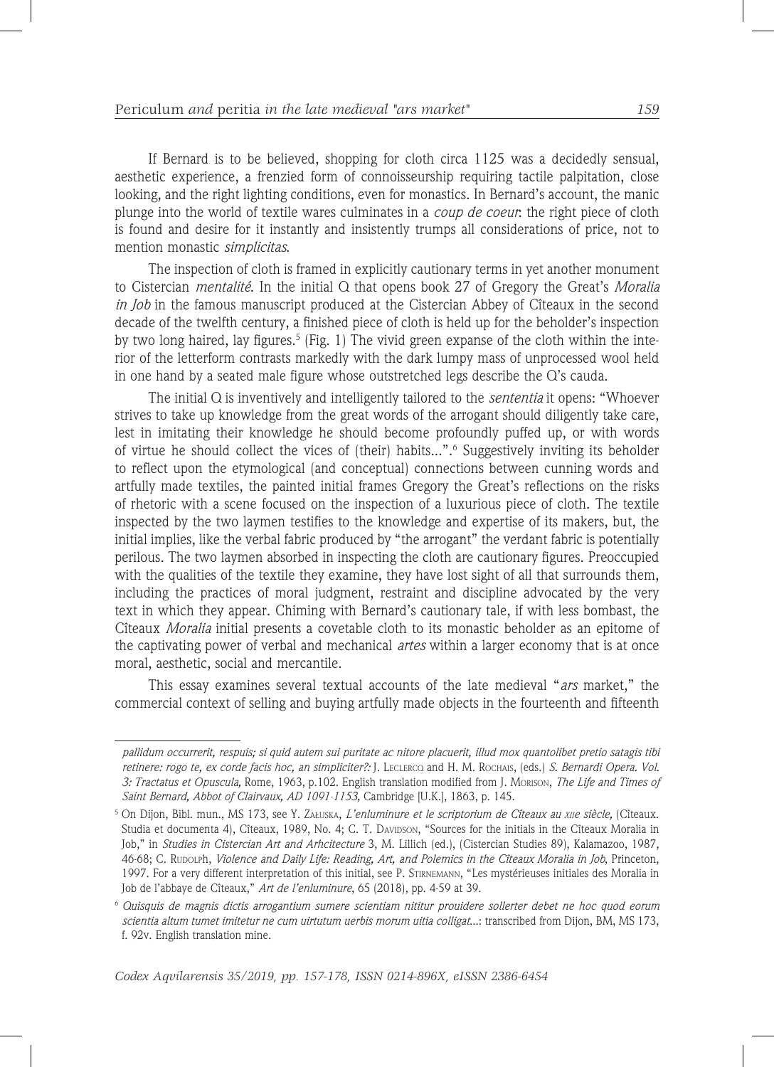If Bernard is to be believed, shopping for cloth circa 1125 was a decidedly sensual, aesthetic experience, a frenzied form of connoisseurship requiring tactile palpitation, close looking, and the right lighting conditions, even for monastics. In Bernard's account, the manic plunge into the world of textile wares culminates in a *coup de coeur*: the right piece of cloth is found and desire for it instantly and insistently trumps all considerations of price, not to mention monastic *simplicitas*.

The inspection of cloth is framed in explicitly cautionary terms in yet another monument to Cistercian *mentalité*. In the initial Q that opens book 27 of Gregory the Great's *Moralia in Job* in the famous manuscript produced at the Cistercian Abbey of Cîteaux in the second decade of the twelfth century, a finished piece of cloth is held up for the beholder's inspection by two long haired, lay figures.[5] (Fig. 1) The vivid green expanse of the cloth within the interior of the letterform contrasts markedly with the dark lumpy mass of unprocessed wool held in one hand by a seated male figure whose outstretched legs describe the Q's cauda.

The initial Q is inventively and intelligently tailored to the *sententia* it opens: "Whoever strives to take up knowledge from the great words of the arrogant should diligently take care, lest in imitating their knowledge he should become profoundly puffed up, or with words of virtue he should collect the vices of (their) habits...".[6] Suggestively inviting its beholder to reflect upon the etymological (and conceptual) connections between cunning words and artfully made textiles, the painted initial frames Gregory the Great's reflections on the risks of rhetoric with a scene focused on the inspection of a luxurious piece of cloth. The textile inspected by the two laymen testifies to the knowledge and expertise of its makers, but, the initial implies, like the verbal fabric produced by "the arrogant" the verdant fabric is potentially perilous. The two laymen absorbed in inspecting the cloth are cautionary figures. Preoccupied with the qualities of the textile they examine, they have lost sight of all that surrounds them, including the practices of moral judgment, restraint and discipline advocated by the very text in which they appear. Chiming with Bernard's cautionary tale, if with less bombast, the Cîteaux *Moralia* initial presents a covetable cloth to its monastic beholder as an epitome of the captivating power of verbal and mechanical *artes* within a larger economy that is at once moral, aesthetic, social and mercantile.

This essay examines several textual accounts of the late medieval "*ars* market," the commercial context of selling and buying artfully made objects in the fourteenth and fifteenth

---

*pallidum occurrerit, respuis; si quid autem sui puritate ac nitore placuerit, illud mox quantolibet pretio satagis tibi retinere: rogo te, ex corde facis hoc, an simpliciter?:* J. Leclercq and H. M. Rochais, (eds.) *S. Bernardi Opera. Vol. 3: Tractatus et Opuscula,* Rome, 1963, p.102. English translation modified from J. Morison, *The Life and Times of Saint Bernard, Abbot of Clairvaux, AD 1091-1153,* Cambridge [U.K.], 1863, p. 145.

[5] On Dijon, Bibl. mun., MS 173, see Y. Załuska, *L'enluminure et le scriptorium de Cîteaux au XIIe siècle,* (Cîteaux. Studia et documenta 4), Cîteaux, 1989, No. 4; C. T. Davidson, "Sources for the initials in the Cîteaux Moralia in Job," in *Studies in Cistercian Art and Arhcitecture* 3, M. Lillich (ed.), (Cistercian Studies 89), Kalamazoo, 1987, 46-68; C. Rudolph, *Violence and Daily Life: Reading, Art, and Polemics in the Cîteaux Moralia in Job*, Princeton, 1997. For a very different interpretation of this initial, see P. Stirnemann, "Les mystérieuses initiales des Moralia in Job de l'abbaye de Cîteaux," *Art de l'enluminure*, 65 (2018), pp. 4-59 at 39.

[6] *Quisquis de magnis dictis arrogantium sumere scientiam nititur prouidere sollerter debet ne hoc quod eorum scientia altum tumet imitetur ne cum uirtutum uerbis morum uitia colligat...*: transcribed from Dijon, BM, MS 173, f. 92v. English translation mine.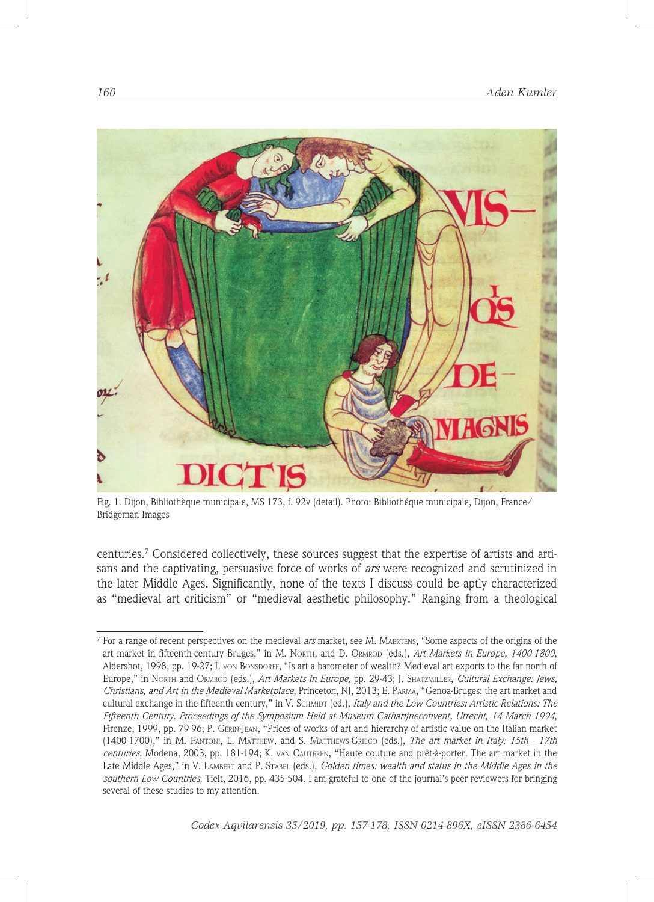Fig. 1. Dijon, Bibliothèque municipale, MS 173, f. 92v (detail). Photo: Bibliothéque municipale, Dijon, France/ Bridgeman Images

centuries.[7] Considered collectively, these sources suggest that the expertise of artists and artisans and the captivating, persuasive force of works of *ars* were recognized and scrutinized in the later Middle Ages. Significantly, none of the texts I discuss could be aptly characterized as "medieval art criticism" or "medieval aesthetic philosophy." Ranging from a theological

---

[7] For a range of recent perspectives on the medieval *ars* market, see M. Maertens, "Some aspects of the origins of the art market in fifteenth-century Bruges," in M. North, and D. Ormrod (eds.), *Art Markets in Europe, 1400-1800*, Aldershot, 1998, pp. 19-27; J. von Bonsdorff, "Is art a barometer of wealth? Medieval art exports to the far north of Europe," in North and Ormrod (eds.), *Art Markets in Europe*, pp. 29-43; J. Shatzmiller, *Cultural Exchange: Jews, Christians, and Art in the Medieval Marketplace*, Princeton, NJ, 2013; E. Parma, "Genoa-Bruges: the art market and cultural exchange in the fifteenth century," in V. Schmidt (ed.), *Italy and the Low Countries: Artistic Relations: The Fifteenth Century. Proceedings of the Symposium Held at Museum Catharijneconvent, Utrecht, 14 March 1994*, Firenze, 1999, pp. 79-96; P. Gérin-Jean, "Prices of works of art and hierarchy of artistic value on the Italian market (1400-1700)," in M. Fantoni, L. Matthew, and S. Matthews-Grieco (eds.), *The art market in Italy: 15th - 17th centuries*, Modena, 2003, pp. 181-194; K. van Cauteren, "Haute couture and prêt-à-porter. The art market in the Late Middle Ages," in V. Lambert and P. Stabel (eds.), *Golden times: wealth and status in the Middle Ages in the southern Low Countries*, Tielt, 2016, pp. 435-504. I am grateful to one of the journal's peer reviewers for bringing several of these studies to my attention.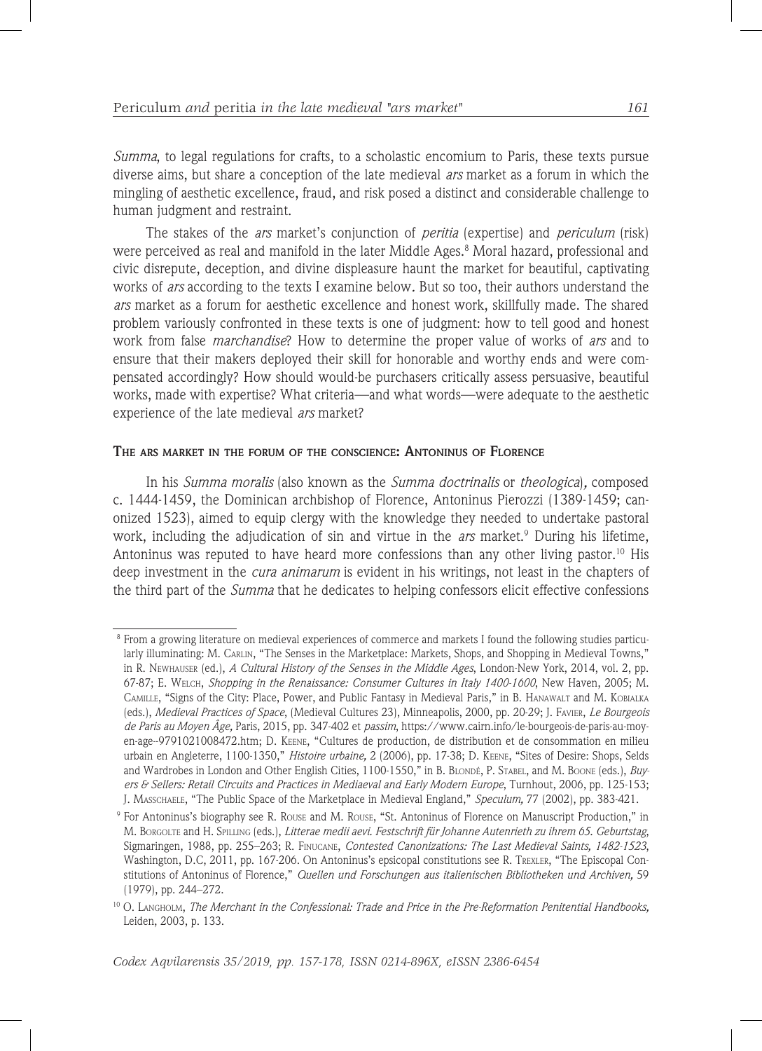*Summa*, to legal regulations for crafts, to a scholastic encomium to Paris, these texts pursue diverse aims, but share a conception of the late medieval *ars* market as a forum in which the mingling of aesthetic excellence, fraud, and risk posed a distinct and considerable challenge to human judgment and restraint.

The stakes of the *ars* market's conjunction of *peritia* (expertise) and *periculum* (risk) were perceived as real and manifold in the later Middle Ages.[8] Moral hazard, professional and civic disrepute, deception, and divine displeasure haunt the market for beautiful, captivating works of *ars* according to the texts I examine below. But so too, their authors understand the *ars* market as a forum for aesthetic excellence and honest work, skillfully made. The shared problem variously confronted in these texts is one of judgment: how to tell good and honest work from false *marchandise*? How to determine the proper value of works of *ars* and to ensure that their makers deployed their skill for honorable and worthy ends and were compensated accordingly? How should would-be purchasers critically assess persuasive, beautiful works, made with expertise? What criteria—and what words—were adequate to the aesthetic experience of the late medieval *ars* market?

## The ars market in the forum of the conscience: Antoninus of Florence

In his *Summa moralis* (also known as the *Summa doctrinalis* or *theologica*), composed c. 1444-1459, the Dominican archbishop of Florence, Antoninus Pierozzi (1389-1459; canonized 1523), aimed to equip clergy with the knowledge they needed to undertake pastoral work, including the adjudication of sin and virtue in the *ars* market.[9] During his lifetime, Antoninus was reputed to have heard more confessions than any other living pastor.[10] His deep investment in the *cura animarum* is evident in his writings, not least in the chapters of the third part of the *Summa* that he dedicates to helping confessors elicit effective confessions

---

[8] From a growing literature on medieval experiences of commerce and markets I found the following studies particularly illuminating: M. Carlin, "The Senses in the Marketplace: Markets, Shops, and Shopping in Medieval Towns," in R. Newhauser (ed.), *A Cultural History of the Senses in the Middle Ages*, London-New York, 2014, vol. 2, pp. 67-87; E. Welch, *Shopping in the Renaissance: Consumer Cultures in Italy 1400-1600*, New Haven, 2005; M. Camille, "Signs of the City: Place, Power, and Public Fantasy in Medieval Paris," in B. Hanawalt and M. Kobialka (eds.), *Medieval Practices of Space*, (Medieval Cultures 23), Minneapolis, 2000, pp. 20-29; J. Favier, *Le Bourgeois de Paris au Moyen Âge,* Paris, 2015, pp. 347-402 et *passim*, https://www.cairn.info/le-bourgeois-de-paris-au-moyen-age--9791021008472.htm; D. Keene, "Cultures de production, de distribution et de consommation en milieu urbain en Angleterre, 1100-1350," *Histoire urbaine,* 2 (2006), pp. 17-38; D. Keene, "Sites of Desire: Shops, Selds and Wardrobes in London and Other English Cities, 1100-1550," in B. Blondé, P. Stabel, and M. Boone (eds.), *Buyers & Sellers: Retail Circuits and Practices in Mediaeval and Early Modern Europe*, Turnhout, 2006, pp. 125-153; J. Masschaele, "The Public Space of the Marketplace in Medieval England," *Speculum,* 77 (2002), pp. 383-421.

[9] For Antoninus's biography see R. Rouse and M. Rouse, "St. Antoninus of Florence on Manuscript Production," in M. Borgolte and H. Spilling (eds.), *Litterae medii aevi. Festschrift für Johanne Autenrieth zu ihrem 65. Geburtstag,* Sigmaringen, 1988, pp. 255–263; R. Finucane, *Contested Canonizations: The Last Medieval Saints, 1482-1523*, Washington, D.C, 2011, pp. 167-206. On Antoninus's epsicopal constitutions see R. Trexler, "The Episcopal Constitutions of Antoninus of Florence," *Quellen und Forschungen aus italienischen Bibliotheken und Archiven,* 59 (1979), pp. 244–272.

[10] O. Langholm, *The Merchant in the Confessional: Trade and Price in the Pre-Reformation Penitential Handbooks,* Leiden, 2003, p. 133.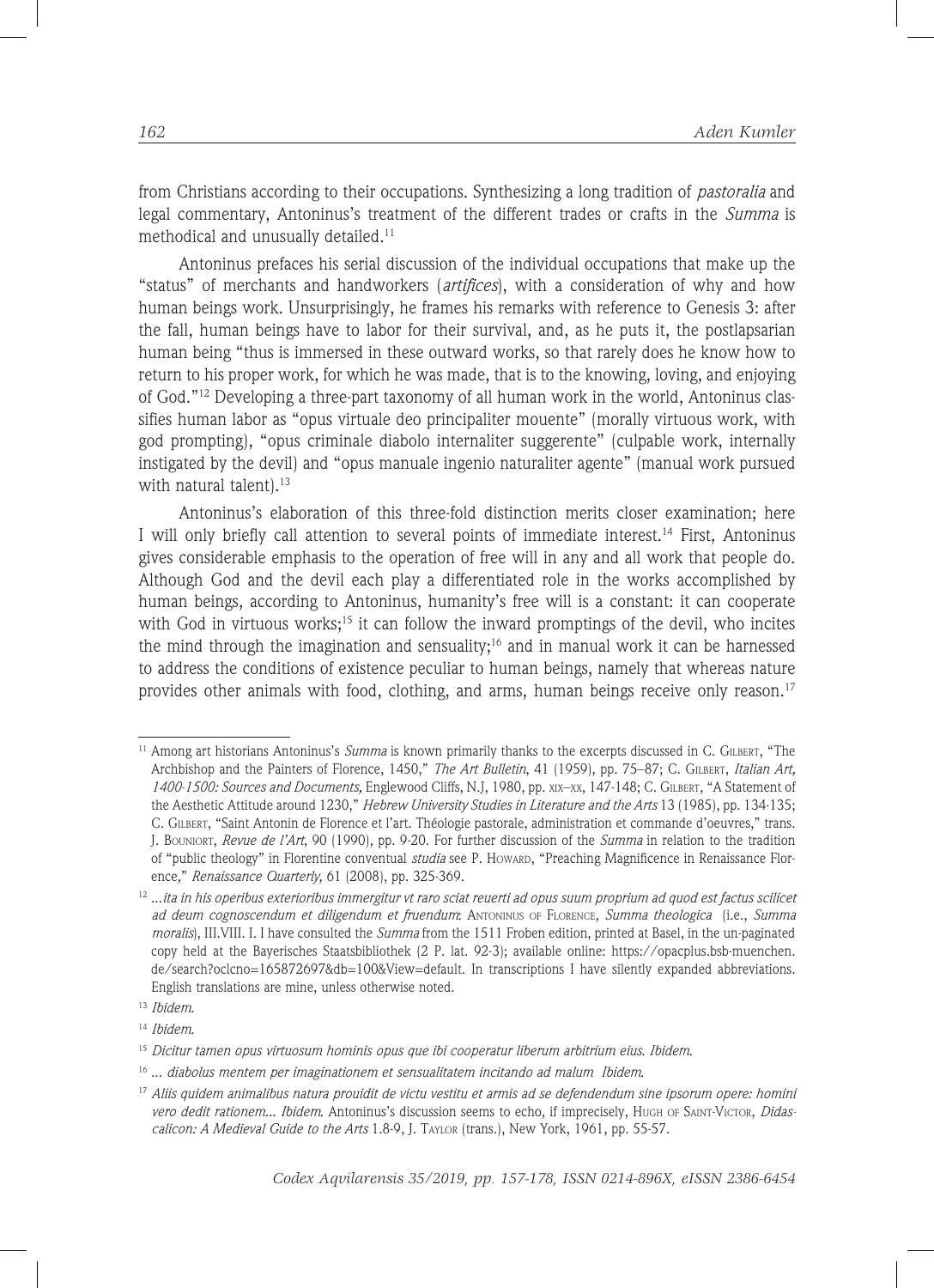from Christians according to their occupations. Synthesizing a long tradition of *pastoralia* and legal commentary, Antoninus's treatment of the different trades or crafts in the *Summa* is methodical and unusually detailed.[11]

Antoninus prefaces his serial discussion of the individual occupations that make up the "status" of merchants and handworkers (*artifices*), with a consideration of why and how human beings work. Unsurprisingly, he frames his remarks with reference to Genesis 3: after the fall, human beings have to labor for their survival, and, as he puts it, the postlapsarian human being "thus is immersed in these outward works, so that rarely does he know how to return to his proper work, for which he was made, that is to the knowing, loving, and enjoying of God."[12] Developing a three-part taxonomy of all human work in the world, Antoninus classifies human labor as "opus virtuale deo principaliter mouente" (morally virtuous work, with god prompting), "opus criminale diabolo internaliter suggerente" (culpable work, internally instigated by the devil) and "opus manuale ingenio naturaliter agente" (manual work pursued with natural talent).[13]

Antoninus's elaboration of this three-fold distinction merits closer examination; here I will only briefly call attention to several points of immediate interest.[14] First, Antoninus gives considerable emphasis to the operation of free will in any and all work that people do. Although God and the devil each play a differentiated role in the works accomplished by human beings, according to Antoninus, humanity's free will is a constant: it can cooperate with God in virtuous works;[15] it can follow the inward promptings of the devil, who incites the mind through the imagination and sensuality;[16] and in manual work it can be harnessed to address the conditions of existence peculiar to human beings, namely that whereas nature provides other animals with food, clothing, and arms, human beings receive only reason.[17]

---

[11] Among art historians Antoninus's *Summa* is known primarily thanks to the excerpts discussed in C. Gilbert, "The Archbishop and the Painters of Florence, 1450," *The Art Bulletin*, 41 (1959), pp. 75–87; C. Gilbert, *Italian Art, 1400-1500: Sources and Documents,* Englewood Cliffs, N.J, 1980, pp. xix–xx, 147-148; C. Gilbert, "A Statement of the Aesthetic Attitude around 1230," *Hebrew University Studies in Literature and the Arts* 13 (1985), pp. 134-135; C. Gilbert, "Saint Antonin de Florence et l'art. Théologie pastorale, administration et commande d'oeuvres," trans. J. Bouniort, *Revue de l'Art*, 90 (1990), pp. 9-20. For further discussion of the *Summa* in relation to the tradition of "public theology" in Florentine conventual *studia* see P. Howard, "Preaching Magnificence in Renaissance Florence," *Renaissance Quarterly*, 61 (2008), pp. 325-369.

[12] *...ita in his operibus exterioribus immergitur vt raro sciat reuerti ad opus suum proprium ad quod est factus scilicet ad deum cognoscendum et diligendum et fruendum*: Antoninus of Florence, *Summa theologica* (i.e., *Summa moralis*), III.VIII. I. I have consulted the *Summa* from the 1511 Froben edition, printed at Basel, in the un-paginated copy held at the Bayerisches Staatsbibliothek (2 P. lat. 92-3); available online: https://opacplus.bsb-muenchen.de/search?oclcno=165872697&db=100&View=default. In transcriptions I have silently expanded abbreviations. English translations are mine, unless otherwise noted.

[13] *Ibidem.*

[14] *Ibidem.*

[15] *Dicitur tamen opus virtuosum hominis opus que ibi cooperatur liberum arbitrium eius. Ibidem.*

[16] *... diabolus mentem per imaginationem et sensualitatem incitando ad malum Ibidem.*

[17] *Aliis quidem animalibus natura prouidit de victu vestitu et armis ad se defendendum sine ipsorum opere: homini vero dedit rationem... Ibidem.* Antoninus's discussion seems to echo, if imprecisely, Hugh of Saint-Victor, *Didascalicon: A Medieval Guide to the Arts* 1.8-9, J. Taylor (trans.), New York, 1961, pp. 55-57.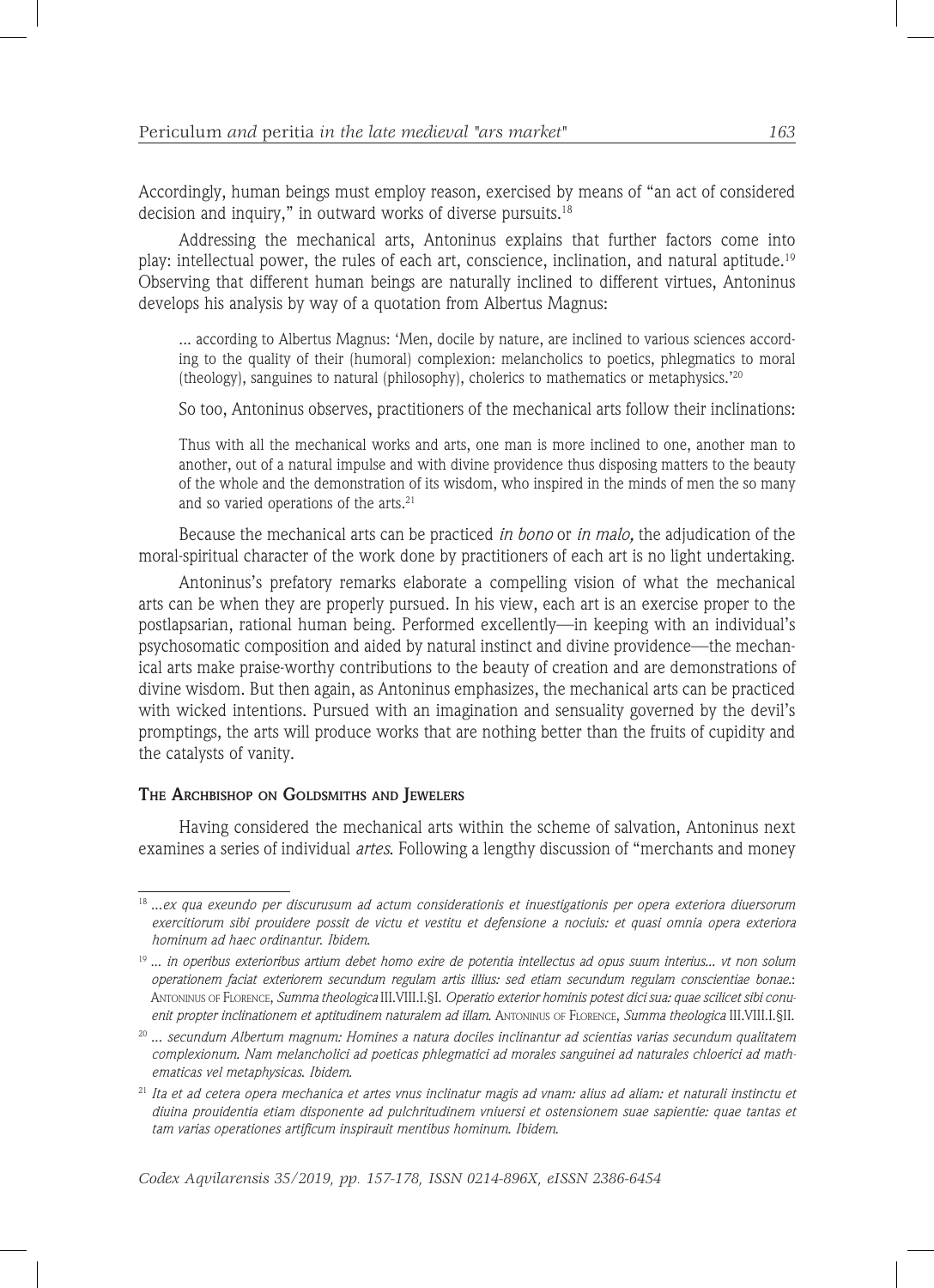Accordingly, human beings must employ reason, exercised by means of "an act of considered decision and inquiry," in outward works of diverse pursuits.[18]

Addressing the mechanical arts, Antoninus explains that further factors come into play: intellectual power, the rules of each art, conscience, inclination, and natural aptitude.[19] Observing that different human beings are naturally inclined to different virtues, Antoninus develops his analysis by way of a quotation from Albertus Magnus:

> ... according to Albertus Magnus: 'Men, docile by nature, are inclined to various sciences according to the quality of their (humoral) complexion: melancholics to poetics, phlegmatics to moral (theology), sanguines to natural (philosophy), cholerics to mathematics or metaphysics.'[20]

So too, Antoninus observes, practitioners of the mechanical arts follow their inclinations:

> Thus with all the mechanical works and arts, one man is more inclined to one, another man to another, out of a natural impulse and with divine providence thus disposing matters to the beauty of the whole and the demonstration of its wisdom, who inspired in the minds of men the so many and so varied operations of the arts.[21]

Because the mechanical arts can be practiced *in bono* or *in malo,* the adjudication of the moral-spiritual character of the work done by practitioners of each art is no light undertaking.

Antoninus's prefatory remarks elaborate a compelling vision of what the mechanical arts can be when they are properly pursued. In his view, each art is an exercise proper to the postlapsarian, rational human being. Performed excellently—in keeping with an individual's psychosomatic composition and aided by natural instinct and divine providence—the mechanical arts make praise-worthy contributions to the beauty of creation and are demonstrations of divine wisdom. But then again, as Antoninus emphasizes, the mechanical arts can be practiced with wicked intentions. Pursued with an imagination and sensuality governed by the devil's promptings, the arts will produce works that are nothing better than the fruits of cupidity and the catalysts of vanity.

### The Archbishop on Goldsmiths and Jewelers

Having considered the mechanical arts within the scheme of salvation, Antoninus next examines a series of individual *artes*. Following a lengthy discussion of "merchants and money

---

[18] *...ex qua exeundo per discurusum ad actum considerationis et inuestigationis per opera exteriora diuersorum exercitiorum sibi prouidere possit de victu et vestitu et defensione a nociuis: et quasi omnia opera exteriora hominum ad haec ordinantur. Ibidem.*

[19] *... in operibus exterioribus artium debet homo exire de potentia intellectus ad opus suum interius... vt non solum operationem faciat exteriorem secundum regulam artis illius: sed etiam secundum regulam conscientiae bonae.*: Antoninus of Florence, *Summa theologica* III.VIII.I.§I. *Operatio exterior hominis potest dici sua: quae scilicet sibi conuenit propter inclinationem et aptitudinem naturalem ad illam.* Antoninus of Florence, *Summa theologica* III.VIII.I.§II.

[20] *... secundum Albertum magnum: Homines a natura dociles inclinantur ad scientias varias secundum qualitatem complexionum. Nam melancholici ad poeticas phlegmatici ad morales sanguinei ad naturales chloerici ad mathematicas vel metaphysicas. Ibidem.*

[21] *Ita et ad cetera opera mechanica et artes vnus inclinatur magis ad vnam: alius ad aliam: et naturali instinctu et diuina prouidentia etiam disponente ad pulchritudinem vniuersi et ostensionem suae sapientie: quae tantas et tam varias operationes artificum inspirauit mentibus hominum. Ibidem.*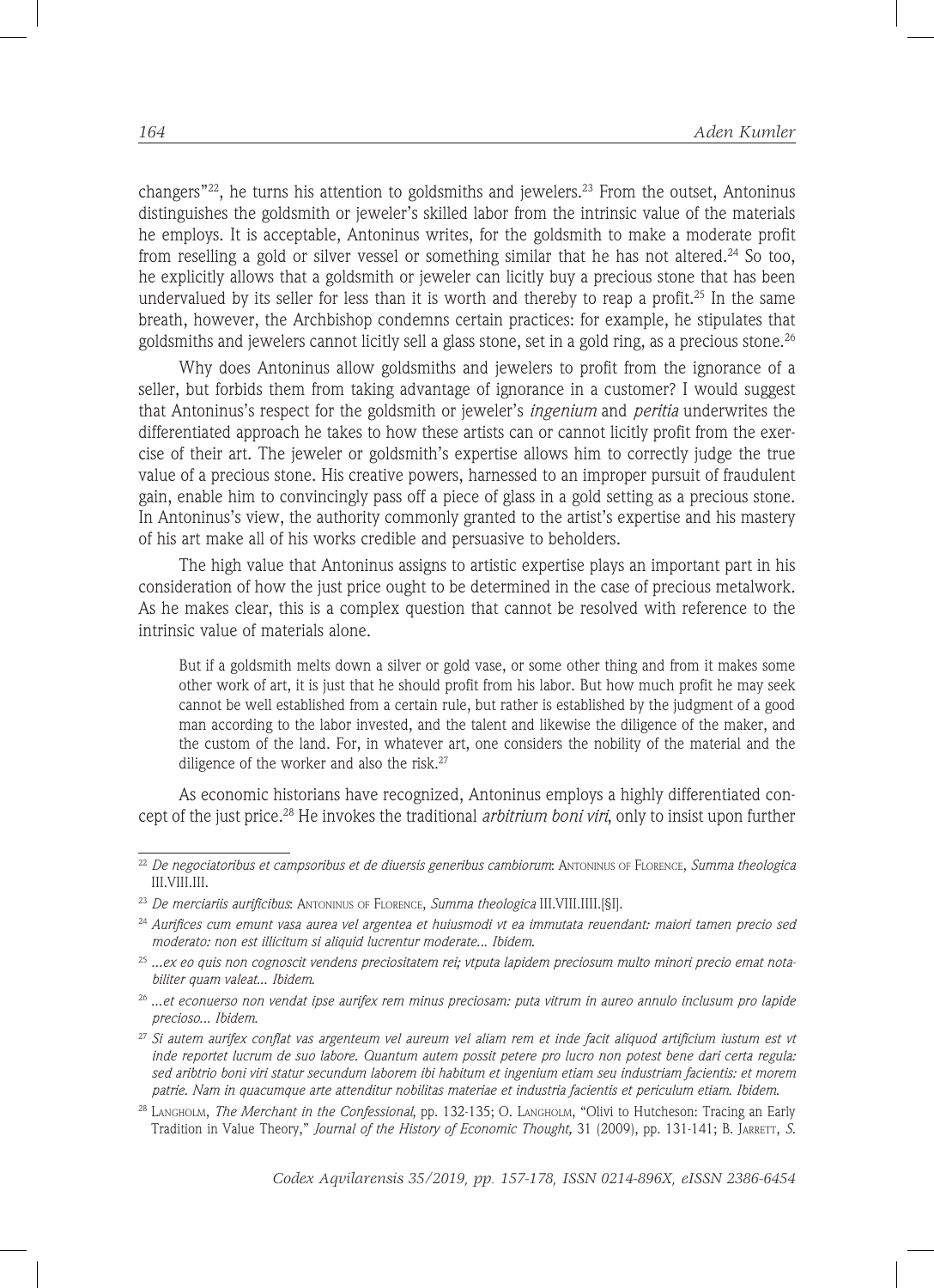changers"[22], he turns his attention to goldsmiths and jewelers.[23] From the outset, Antoninus distinguishes the goldsmith or jeweler's skilled labor from the intrinsic value of the materials he employs. It is acceptable, Antoninus writes, for the goldsmith to make a moderate profit from reselling a gold or silver vessel or something similar that he has not altered.[24] So too, he explicitly allows that a goldsmith or jeweler can licitly buy a precious stone that has been undervalued by its seller for less than it is worth and thereby to reap a profit.[25] In the same breath, however, the Archbishop condemns certain practices: for example, he stipulates that goldsmiths and jewelers cannot licitly sell a glass stone, set in a gold ring, as a precious stone.[26]

Why does Antoninus allow goldsmiths and jewelers to profit from the ignorance of a seller, but forbids them from taking advantage of ignorance in a customer? I would suggest that Antoninus's respect for the goldsmith or jeweler's *ingenium* and *peritia* underwrites the differentiated approach he takes to how these artists can or cannot licitly profit from the exercise of their art. The jeweler or goldsmith's expertise allows him to correctly judge the true value of a precious stone. His creative powers, harnessed to an improper pursuit of fraudulent gain, enable him to convincingly pass off a piece of glass in a gold setting as a precious stone. In Antoninus's view, the authority commonly granted to the artist's expertise and his mastery of his art make all of his works credible and persuasive to beholders.

The high value that Antoninus assigns to artistic expertise plays an important part in his consideration of how the just price ought to be determined in the case of precious metalwork. As he makes clear, this is a complex question that cannot be resolved with reference to the intrinsic value of materials alone.

> But if a goldsmith melts down a silver or gold vase, or some other thing and from it makes some other work of art, it is just that he should profit from his labor. But how much profit he may seek cannot be well established from a certain rule, but rather is established by the judgment of a good man according to the labor invested, and the talent and likewise the diligence of the maker, and the custom of the land. For, in whatever art, one considers the nobility of the material and the diligence of the worker and also the risk.[27]

As economic historians have recognized, Antoninus employs a highly differentiated concept of the just price.[28] He invokes the traditional *arbitrium boni viri*, only to insist upon further

---

[22] *De negociatoribus et campsoribus et de diuersis generibus cambiorum*: Antoninus of Florence, *Summa theologica* III.VIII.III.

[23] *De merciariis aurificibus*: Antoninus of Florence, *Summa theologica* III.VIII.IIII.[§I].

[24] *Aurifices cum emunt vasa aurea vel argentea et huiusmodi vt ea immutata reuendant: maiori tamen precio sed moderato: non est illicitum si aliquid lucrentur moderate... Ibidem.*

[25] *...ex eo quis non cognoscit vendens preciositatem rei; vtputa lapidem preciosum multo minori precio emat notabiliter quam valeat... Ibidem.*

[26] *...et econuerso non vendat ipse aurifex rem minus preciosam: puta vitrum in aureo annulo inclusum pro lapide precioso... Ibidem.*

[27] *Si autem aurifex conflat vas argenteum vel aureum vel aliam rem et inde facit aliquod artificium iustum est vt inde reportet lucrum de suo labore. Quantum autem possit petere pro lucro non potest bene dari certa regula: sed aribtrio boni viri statur secundum laborem ibi habitum et ingenium etiam seu industriam facientis: et morem patrie. Nam in quacumque arte attenditur nobilitas materiae et industria facientis et periculum etiam. Ibidem.*

[28] Langholm, *The Merchant in the Confessional*, pp. 132-135; O. Langholm, "Olivi to Hutcheson: Tracing an Early Tradition in Value Theory," *Journal of the History of Economic Thought,* 31 (2009), pp. 131-141; B. Jarrett, *S.*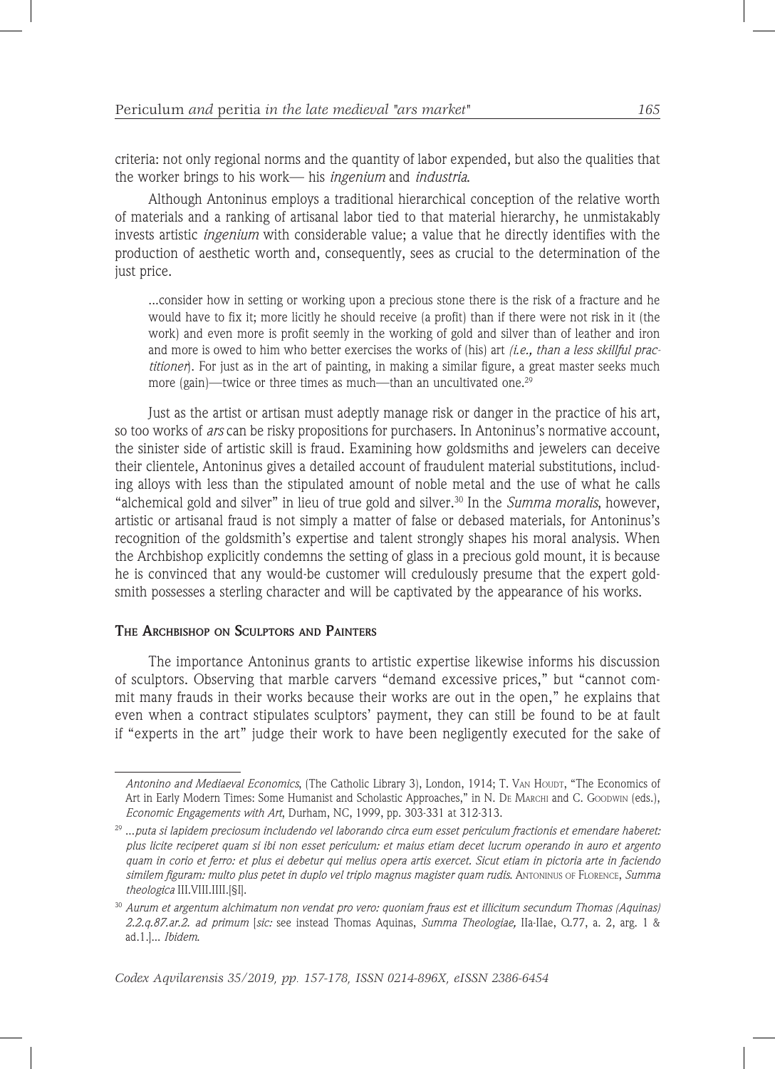criteria: not only regional norms and the quantity of labor expended, but also the qualities that the worker brings to his work— his *ingenium* and *industria*.

Although Antoninus employs a traditional hierarchical conception of the relative worth of materials and a ranking of artisanal labor tied to that material hierarchy, he unmistakably invests artistic *ingenium* with considerable value; a value that he directly identifies with the production of aesthetic worth and, consequently, sees as crucial to the determination of the just price.

> ...consider how in setting or working upon a precious stone there is the risk of a fracture and he would have to fix it; more licitly he should receive (a profit) than if there were not risk in it (the work) and even more is profit seemly in the working of gold and silver than of leather and iron and more is owed to him who better exercises the works of (his) art *(i.e., than a less skillful practitioner)*. For just as in the art of painting, in making a similar figure, a great master seeks much more (gain)—twice or three times as much—than an uncultivated one.[29]

Just as the artist or artisan must adeptly manage risk or danger in the practice of his art, so too works of *ars* can be risky propositions for purchasers. In Antoninus's normative account, the sinister side of artistic skill is fraud. Examining how goldsmiths and jewelers can deceive their clientele, Antoninus gives a detailed account of fraudulent material substitutions, including alloys with less than the stipulated amount of noble metal and the use of what he calls "alchemical gold and silver" in lieu of true gold and silver.[30] In the *Summa moralis*, however, artistic or artisanal fraud is not simply a matter of false or debased materials, for Antoninus's recognition of the goldsmith's expertise and talent strongly shapes his moral analysis. When the Archbishop explicitly condemns the setting of glass in a precious gold mount, it is because he is convinced that any would-be customer will credulously presume that the expert goldsmith possesses a sterling character and will be captivated by the appearance of his works.

## The Archbishop on Sculptors and Painters

The importance Antoninus grants to artistic expertise likewise informs his discussion of sculptors. Observing that marble carvers "demand excessive prices," but "cannot commit many frauds in their works because their works are out in the open," he explains that even when a contract stipulates sculptors' payment, they can still be found to be at fault if "experts in the art" judge their work to have been negligently executed for the sake of

---

*Antonino and Mediaeval Economics*, (The Catholic Library 3), London, 1914; T. Van Houdt, "The Economics of Art in Early Modern Times: Some Humanist and Scholastic Approaches," in N. De Marchi and C. Goodwin (eds.), *Economic Engagements with Art*, Durham, NC, 1999, pp. 303-331 at 312-313.

[29] *...puta si lapidem preciosum includendo vel laborando circa eum esset periculum fractionis et emendare haberet: plus licite reciperet quam si ibi non esset periculum: et maius etiam decet lucrum operando in auro et argento quam in corio et ferro: et plus ei debetur qui melius opera artis exercet. Sicut etiam in pictoria arte in faciendo similem figuram: multo plus petet in duplo vel triplo magnus magister quam rudis.* Antoninus of Florence, *Summa theologica* III.VIII.IIII.[§I].

[30] *Aurum et argentum alchimatum non vendat pro vero: quoniam fraus est et illicitum secundum Thomas (Aquinas) 2.2.q.87.ar.2. ad primum* [*sic:* see instead Thomas Aquinas, *Summa Theologiae,* IIa-IIae, Q.77, a. 2, arg. 1 & ad.1.]... *Ibidem.*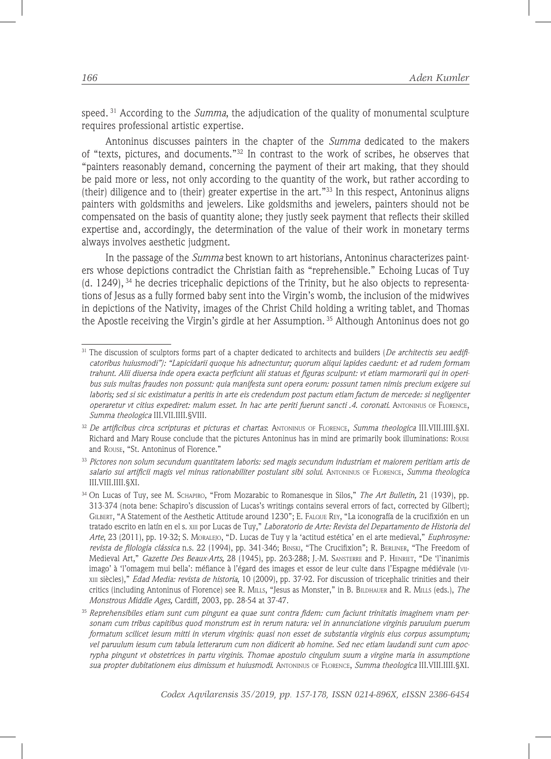speed.[31] According to the *Summa*, the adjudication of the quality of monumental sculpture requires professional artistic expertise.

Antoninus discusses painters in the chapter of the *Summa* dedicated to the makers of "texts, pictures, and documents."[32] In contrast to the work of scribes, he observes that "painters reasonably demand, concerning the payment of their art making, that they should be paid more or less, not only according to the quantity of the work, but rather according to (their) diligence and to (their) greater expertise in the art."[33] In this respect, Antoninus aligns painters with goldsmiths and jewelers. Like goldsmiths and jewelers, painters should not be compensated on the basis of quantity alone; they justly seek payment that reflects their skilled expertise and, accordingly, the determination of the value of their work in monetary terms always involves aesthetic judgment.

In the passage of the *Summa* best known to art historians, Antoninus characterizes painters whose depictions contradict the Christian faith as "reprehensible." Echoing Lucas of Tuy (d. 1249),[34] he decries tricephalic depictions of the Trinity, but he also objects to representations of Jesus as a fully formed baby sent into the Virgin's womb, the inclusion of the midwives in depictions of the Nativity, images of the Christ Child holding a writing tablet, and Thomas the Apostle receiving the Virgin's girdle at her Assumption.[35] Although Antoninus does not go

---

[31] The discussion of sculptors forms part of a chapter dedicated to architects and builders (*De architectis seu aedificatoribus huiusmodi"): "Lapicidarii quoque his adnectuntur; quorum aliqui lapides caedunt: et ad rudem formam trahunt. Alii diuersa inde opera exacta perficiunt alii statuas et figuras sculpunt: vt etiam marmorarii qui in operibus suis multas fraudes non possunt: quia manifesta sunt opera eorum: possunt tamen nimis precium exigere sui laboris; sed si sic existimatur a peritis in arte eis credendum post pactum etiam factum de mercede: si negligenter operaretur vt citius expediret: malum esset. In hac arte periti fuerunt sancti .4. coronati.* Antoninus of Florence, *Summa theologica* III.VII.IIII.§VIII.

[32] *De artificibus circa scripturas et picturas et chartas*: Antoninus of Florence, *Summa theologica* III.VIII.IIII.§XI. Richard and Mary Rouse conclude that the pictures Antoninus has in mind are primarily book illuminations: Rouse and Rouse, "St. Antoninus of Florence."

[33] *Pictores non solum secundum quantitatem laboris: sed magis secundum industriam et maiorem peritiam artis de salario sui artificii magis vel minus rationabiliter postulant sibi solui.* Antoninus of Florence, *Summa theologica* III.VIII.IIII.§XI.

[34] On Lucas of Tuy, see M. Schapiro, "From Mozarabic to Romanesque in Silos," *The Art Bulletin,* 21 (1939), pp. 313-374 (nota bene: Schapiro's discussion of Lucas's writings contains several errors of fact, corrected by Gilbert); Gilbert, "A Statement of the Aesthetic Attitude around 1230"; E. Falque Rey, "La iconografía de la crucifixión en un tratado escrito en latín en el s. xiii por Lucas de Tuy," *Laboratorio de Arte: Revista del Departamento de Historia del Arte*, 23 (2011), pp. 19-32; S. Moralejo, "D. Lucas de Tuy y la 'actitud estética' en el arte medieval," *Euphrosyne: revista de filologia clássica* n.s. 22 (1994), pp. 341-346; Binski, "The Crucifixion"; R. Berliner, "The Freedom of Medieval Art," *Gazette Des Beaux-Arts,* 28 (1945), pp. 263-288; J.-M. Sansterre and P. Henriet, "De 'l'inanimis imago' à 'l'omagem mui bella': méfiance à l'égard des images et essor de leur culte dans l'Espagne médiévale (vii-xiii siècles)," *Edad Media: revista de historia*, 10 (2009), pp. 37-92. For discussion of tricephalic trinities and their critics (including Antoninus of Florence) see R. Mills, "Jesus as Monster," in B. Bildhauer and R. Mills (eds.), *The Monstrous Middle Ages,* Cardiff, 2003, pp. 28-54 at 37-47.

[35] *Reprehensibiles etiam sunt cum pingunt ea quae sunt contra fidem: cum faciunt trinitatis imaginem vnam personam cum tribus capitibus quod monstrum est in rerum natura: vel in annunciatione virginis paruulum puerum formatum scilicet iesum mitti in vterum virginis: quasi non esset de substantia virginis eius corpus assumptum; vel paruulum iesum cum tabula letterarum cum non didicerit ab homine. Sed nec etiam laudandi sunt cum apocrypha pingunt vt obstetrices in partu virginis. Thomae apostolo cingulum suum a virgine maria in assumptione sua propter dubitationem eius dimissum et huiusmodi.* Antoninus of Florence, *Summa theologica* III.VIII.IIII.§XI.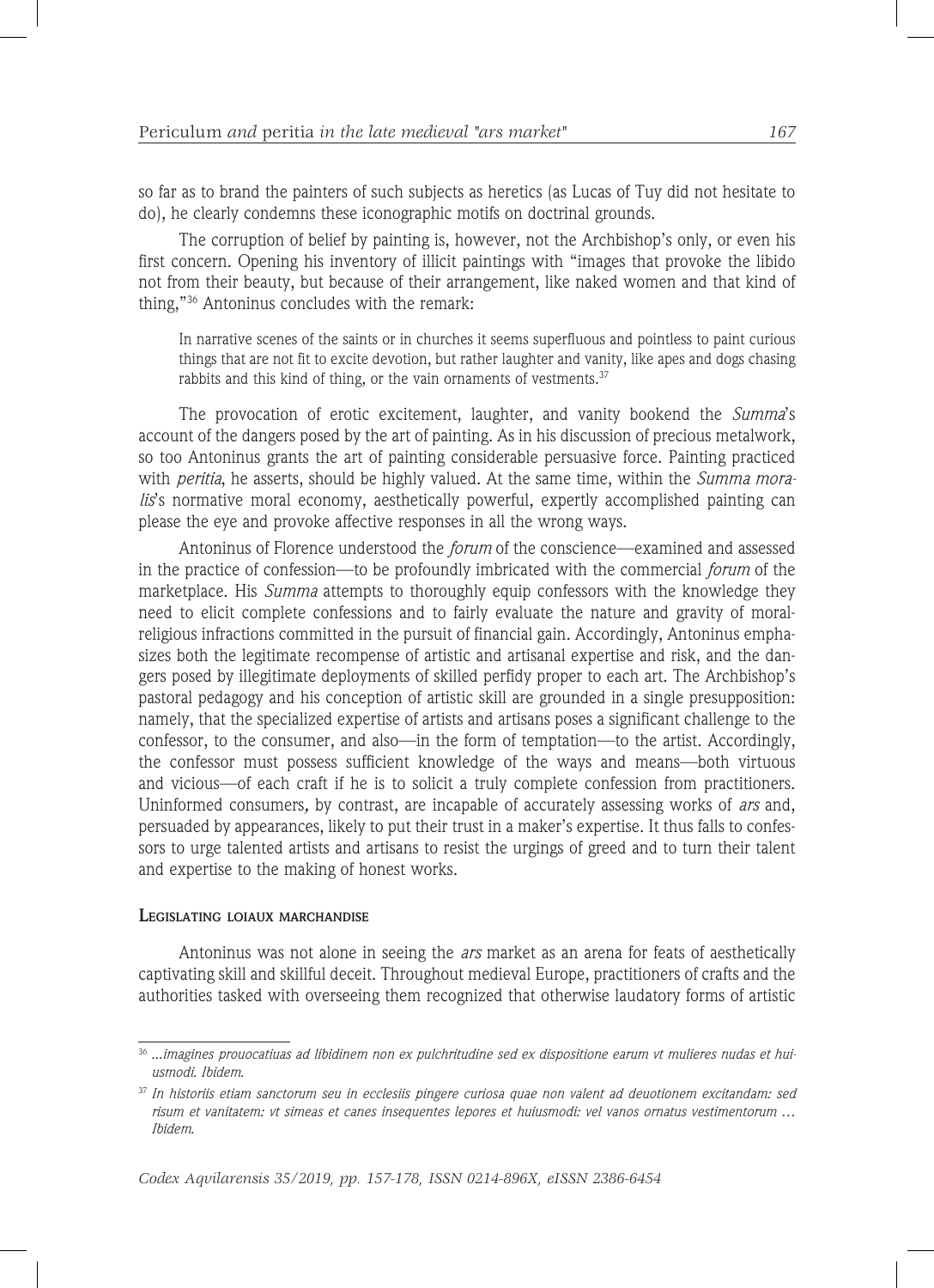so far as to brand the painters of such subjects as heretics (as Lucas of Tuy did not hesitate to do), he clearly condemns these iconographic motifs on doctrinal grounds.

The corruption of belief by painting is, however, not the Archbishop's only, or even his first concern. Opening his inventory of illicit paintings with "images that provoke the libido not from their beauty, but because of their arrangement, like naked women and that kind of thing,"[36] Antoninus concludes with the remark:

> In narrative scenes of the saints or in churches it seems superfluous and pointless to paint curious things that are not fit to excite devotion, but rather laughter and vanity, like apes and dogs chasing rabbits and this kind of thing, or the vain ornaments of vestments.[37]

The provocation of erotic excitement, laughter, and vanity bookend the *Summa*'s account of the dangers posed by the art of painting. As in his discussion of precious metalwork, so too Antoninus grants the art of painting considerable persuasive force. Painting practiced with *peritia*, he asserts, should be highly valued. At the same time, within the *Summa moralis*'s normative moral economy, aesthetically powerful, expertly accomplished painting can please the eye and provoke affective responses in all the wrong ways.

Antoninus of Florence understood the *forum* of the conscience—examined and assessed in the practice of confession—to be profoundly imbricated with the commercial *forum* of the marketplace. His *Summa* attempts to thoroughly equip confessors with the knowledge they need to elicit complete confessions and to fairly evaluate the nature and gravity of moral-religious infractions committed in the pursuit of financial gain. Accordingly, Antoninus emphasizes both the legitimate recompense of artistic and artisanal expertise and risk, and the dangers posed by illegitimate deployments of skilled perfidy proper to each art. The Archbishop's pastoral pedagogy and his conception of artistic skill are grounded in a single presupposition: namely, that the specialized expertise of artists and artisans poses a significant challenge to the confessor, to the consumer, and also—in the form of temptation—to the artist. Accordingly, the confessor must possess sufficient knowledge of the ways and means—both virtuous and vicious—of each craft if he is to solicit a truly complete confession from practitioners. Uninformed consumers, by contrast, are incapable of accurately assessing works of *ars* and, persuaded by appearances, likely to put their trust in a maker's expertise. It thus falls to confessors to urge talented artists and artisans to resist the urgings of greed and to turn their talent and expertise to the making of honest works.

## Legislating loiaux marchandise

Antoninus was not alone in seeing the *ars* market as an arena for feats of aesthetically captivating skill and skillful deceit. Throughout medieval Europe, practitioners of crafts and the authorities tasked with overseeing them recognized that otherwise laudatory forms of artistic

---

[36] *...imagines prouocatiuas ad libidinem non ex pulchritudine sed ex dispositione earum vt mulieres nudas et huiusmodi. Ibidem.*

[37] *In historiis etiam sanctorum seu in ecclesiis pingere curiosa quae non valent ad deuotionem excitandam: sed risum et vanitatem: vt simeas et canes insequentes lepores et huiusmodi: vel vanos ornatus vestimentorum … Ibidem.*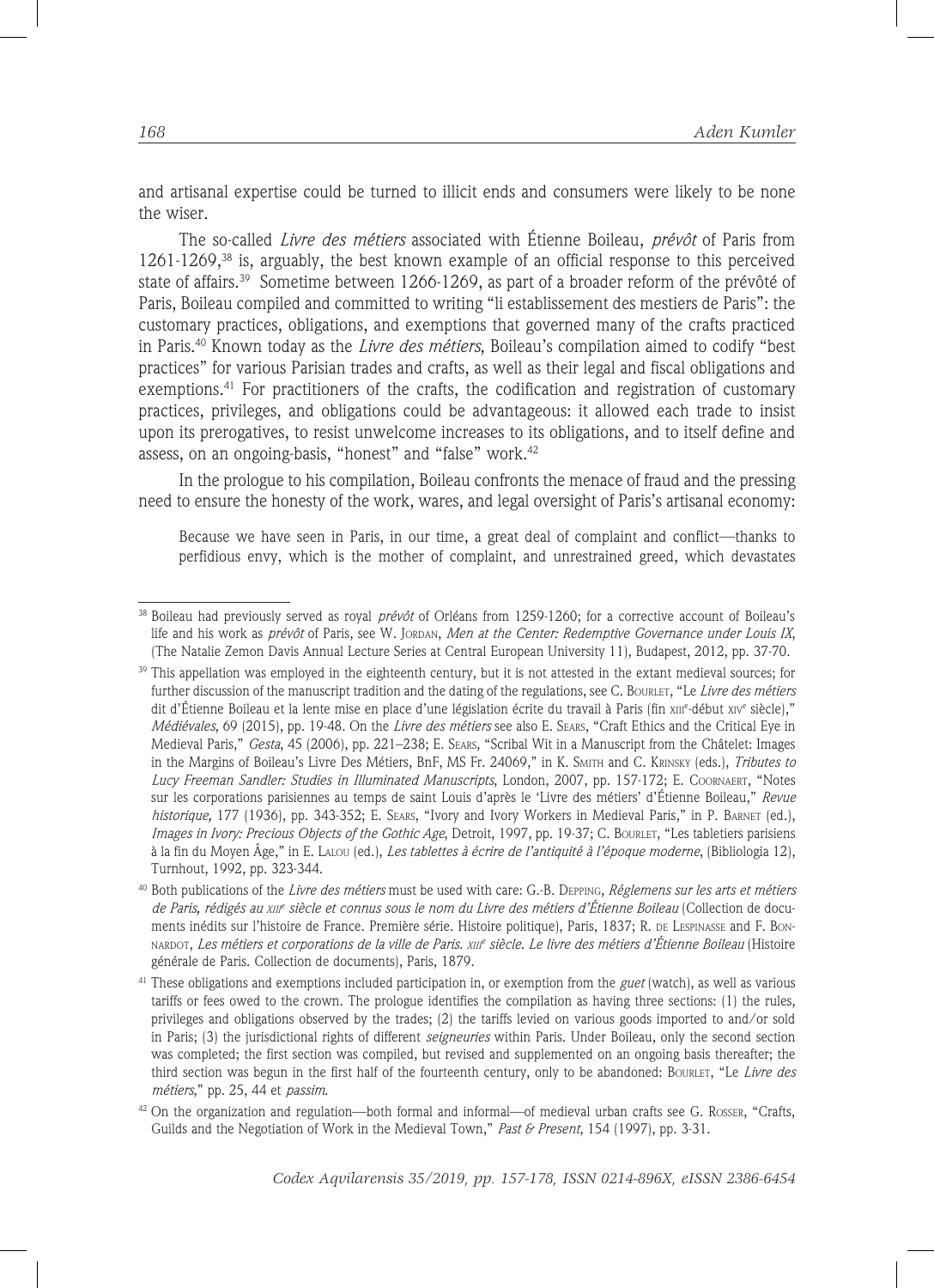and artisanal expertise could be turned to illicit ends and consumers were likely to be none the wiser.

The so-called *Livre des métiers* associated with Étienne Boileau, *prévôt* of Paris from 1261-1269,[38] is, arguably, the best known example of an official response to this perceived state of affairs.[39] Sometime between 1266-1269, as part of a broader reform of the prévôté of Paris, Boileau compiled and committed to writing "li establissement des mestiers de Paris": the customary practices, obligations, and exemptions that governed many of the crafts practiced in Paris.[40] Known today as the *Livre des métiers*, Boileau's compilation aimed to codify "best practices" for various Parisian trades and crafts, as well as their legal and fiscal obligations and exemptions.[41] For practitioners of the crafts, the codification and registration of customary practices, privileges, and obligations could be advantageous: it allowed each trade to insist upon its prerogatives, to resist unwelcome increases to its obligations, and to itself define and assess, on an ongoing-basis, "honest" and "false" work.[42]

In the prologue to his compilation, Boileau confronts the menace of fraud and the pressing need to ensure the honesty of the work, wares, and legal oversight of Paris's artisanal economy:

> Because we have seen in Paris, in our time, a great deal of complaint and conflict—thanks to perfidious envy, which is the mother of complaint, and unrestrained greed, which devastates

---

[38] Boileau had previously served as royal *prévôt* of Orléans from 1259-1260; for a corrective account of Boileau's life and his work as *prévôt* of Paris, see W. Jordan, *Men at the Center: Redemptive Governance under Louis IX*, (The Natalie Zemon Davis Annual Lecture Series at Central European University 11), Budapest, 2012, pp. 37-70.

[39] This appellation was employed in the eighteenth century, but it is not attested in the extant medieval sources; for further discussion of the manuscript tradition and the dating of the regulations, see C. Bourlet, "Le *Livre des métiers* dit d'Étienne Boileau et la lente mise en place d'une législation écrite du travail à Paris (fin xiii[e]-début xiv[e] siècle)," *Médiévales*, 69 (2015), pp. 19-48. On the *Livre des métiers* see also E. Sears, "Craft Ethics and the Critical Eye in Medieval Paris," *Gesta*, 45 (2006), pp. 221–238; E. Sears, "Scribal Wit in a Manuscript from the Châtelet: Images in the Margins of Boileau's Livre Des Métiers, BnF, MS Fr. 24069," in K. Smith and C. Krinsky (eds.), *Tributes to Lucy Freeman Sandler: Studies in Illuminated Manuscripts*, London, 2007, pp. 157-172; E. Coornaert, "Notes sur les corporations parisiennes au temps de saint Louis d'après le 'Livre des métiers' d'Étienne Boileau," *Revue historique,* 177 (1936), pp. 343-352; E. Sears, "Ivory and Ivory Workers in Medieval Paris," in P. Barnet (ed.), *Images in Ivory: Precious Objects of the Gothic Age*, Detroit, 1997, pp. 19-37; C. Bourlet, "Les tabletiers parisiens à la fin du Moyen Âge," in E. Lalou (ed.), *Les tablettes à écrire de l'antiquité à l'époque moderne*, (Bibliologia 12), Turnhout, 1992, pp. 323-344.

[40] Both publications of the *Livre des métiers* must be used with care: G.-B. Depping, *Réglemens sur les arts et métiers de Paris, rédigés au xiii[e] siècle et connus sous le nom du Livre des métiers d'Étienne Boileau* (Collection de documents inédits sur l'histoire de France. Première série. Histoire politique), Paris, 1837; R. de Lespinasse and F. Bonnardot, *Les métiers et corporations de la ville de Paris. xiii[e] siècle. Le livre des métiers d'Étienne Boileau* (Histoire générale de Paris. Collection de documents), Paris, 1879.

[41] These obligations and exemptions included participation in, or exemption from the *guet* (watch), as well as various tariffs or fees owed to the crown. The prologue identifies the compilation as having three sections: (1) the rules, privileges and obligations observed by the trades; (2) the tariffs levied on various goods imported to and/or sold in Paris; (3) the jurisdictional rights of different *seigneuries* within Paris. Under Boileau, only the second section was completed; the first section was compiled, but revised and supplemented on an ongoing basis thereafter; the third section was begun in the first half of the fourteenth century, only to be abandoned: Bourlet, "Le *Livre des métiers*," pp. 25, 44 et *passim*.

[42] On the organization and regulation—both formal and informal—of medieval urban crafts see G. Rosser, "Crafts, Guilds and the Negotiation of Work in the Medieval Town," *Past & Present*, 154 (1997), pp. 3-31.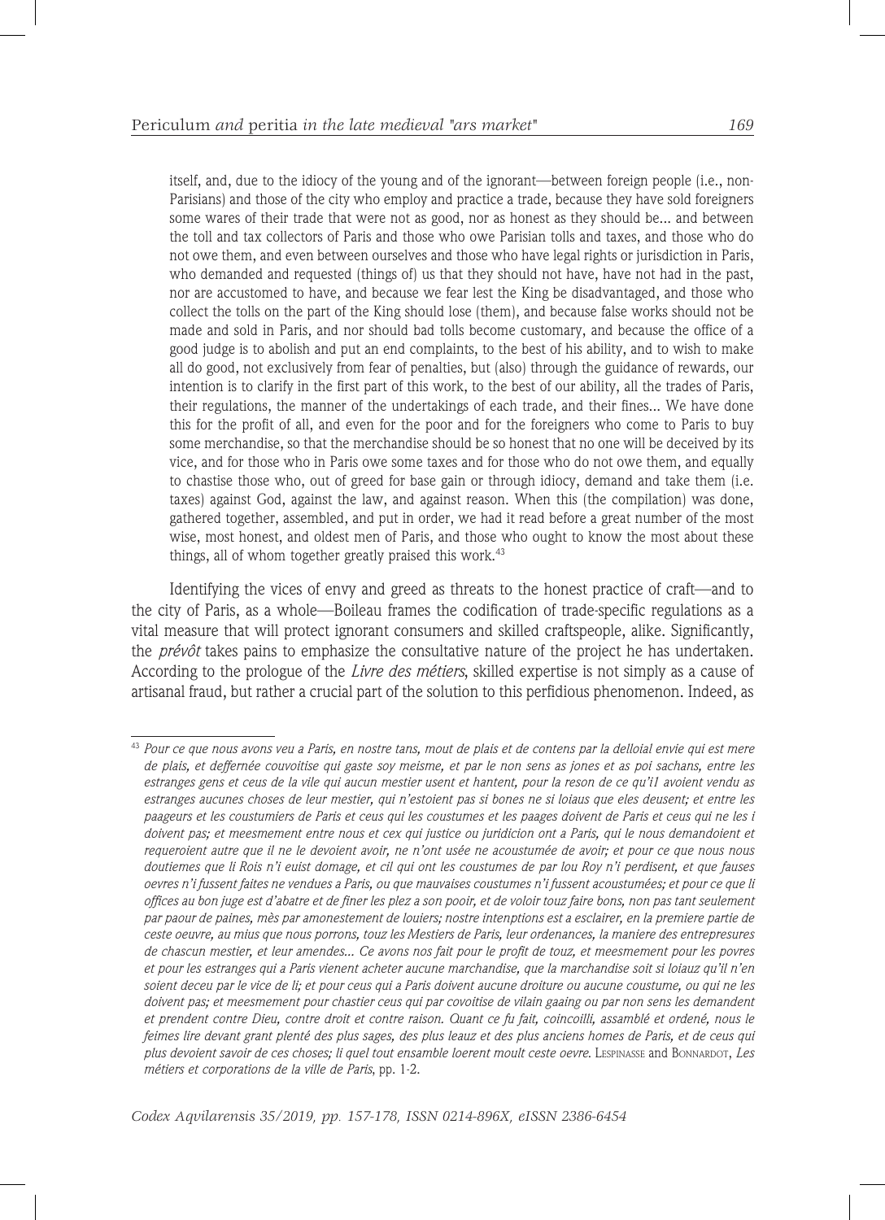itself, and, due to the idiocy of the young and of the ignorant—between foreign people (i.e., non-Parisians) and those of the city who employ and practice a trade, because they have sold foreigners some wares of their trade that were not as good, nor as honest as they should be... and between the toll and tax collectors of Paris and those who owe Parisian tolls and taxes, and those who do not owe them, and even between ourselves and those who have legal rights or jurisdiction in Paris, who demanded and requested (things of) us that they should not have, have not had in the past, nor are accustomed to have, and because we fear lest the King be disadvantaged, and those who collect the tolls on the part of the King should lose (them), and because false works should not be made and sold in Paris, and nor should bad tolls become customary, and because the office of a good judge is to abolish and put an end complaints, to the best of his ability, and to wish to make all do good, not exclusively from fear of penalties, but (also) through the guidance of rewards, our intention is to clarify in the first part of this work, to the best of our ability, all the trades of Paris, their regulations, the manner of the undertakings of each trade, and their fines... We have done this for the profit of all, and even for the poor and for the foreigners who come to Paris to buy some merchandise, so that the merchandise should be so honest that no one will be deceived by its vice, and for those who in Paris owe some taxes and for those who do not owe them, and equally to chastise those who, out of greed for base gain or through idiocy, demand and take them (i.e. taxes) against God, against the law, and against reason. When this (the compilation) was done, gathered together, assembled, and put in order, we had it read before a great number of the most wise, most honest, and oldest men of Paris, and those who ought to know the most about these things, all of whom together greatly praised this work.[43]

Identifying the vices of envy and greed as threats to the honest practice of craft—and to the city of Paris, as a whole—Boileau frames the codification of trade-specific regulations as a vital measure that will protect ignorant consumers and skilled craftspeople, alike. Significantly, the *prévôt* takes pains to emphasize the consultative nature of the project he has undertaken. According to the prologue of the *Livre des métiers*, skilled expertise is not simply as a cause of artisanal fraud, but rather a crucial part of the solution to this perfidious phenomenon. Indeed, as

---

[43] *Pour ce que nous avons veu a Paris, en nostre tans, mout de plais et de contens par la delloial envie qui est mere de plais, et deffernée couvoitise qui gaste soy meisme, et par le non sens as jones et as poi sachans, entre les estranges gens et ceus de la vile qui aucun mestier usent et hantent, pour la reson de ce qu'i1 avoient vendu as estranges aucunes choses de leur mestier, qui n'estoient pas si bones ne si loiaus que eles deusent; et entre les paageurs et les coustumiers de Paris et ceus qui les coustumes et les paages doivent de Paris et ceus qui ne les i doivent pas; et meesmement entre nous et cex qui justice ou juridicion ont a Paris, qui le nous demandoient et requeroient autre que il ne le devoient avoir, ne n'ont usée ne acoustumée de avoir; et pour ce que nous nous doutiemes que li Rois n'i euist domage, et cil qui ont les coustumes de par lou Roy n'i perdisent, et que fauses oevres n'i fussent faites ne vendues a Paris, ou que mauvaises coustumes n'i fussent acoustumées; et pour ce que li offices au bon juge est d'abatre et de finer les plez a son poir, et de voloir touz faire bons, non pas tant seulement par paour de paines, mès par amonestement de louiers; nostre intenptions est a esclairer, en la premiere partie de ceste oeuvre, au mius que nous porrons, touz les Mestiers de Paris, leur ordenances, la maniere des entrepresures de chascun mestier, et leur amendes... Ce avons nos fait pour le profit de touz, et meesmement pour les povres et pour les estranges qui a Paris vienent acheter aucune marchandise, que la marchandise soit si loiauz qu'il n'en soient deceu par le vice de li; et pour ceus qui a Paris doivent aucune droiture ou aucune coustume, ou qui ne les doivent pas; et meesmement pour chastier ceus qui par covoitise de vilain gaaing ou par non sens les demandent et prendent contre Dieu, contre droit et contre raison. Quant ce fu fait, coincoilli, assamblé et ordené, nous le feimes lire devant grant plenté des plus sages, des plus leauz et des plus anciens homes de Paris, et de ceus qui plus devoient savoir de ces choses; li quel tout ensamble loerent moult ceste oevre.* Lespinasse and Bonnardot, *Les métiers et corporations de la ville de Paris*, pp. 1-2.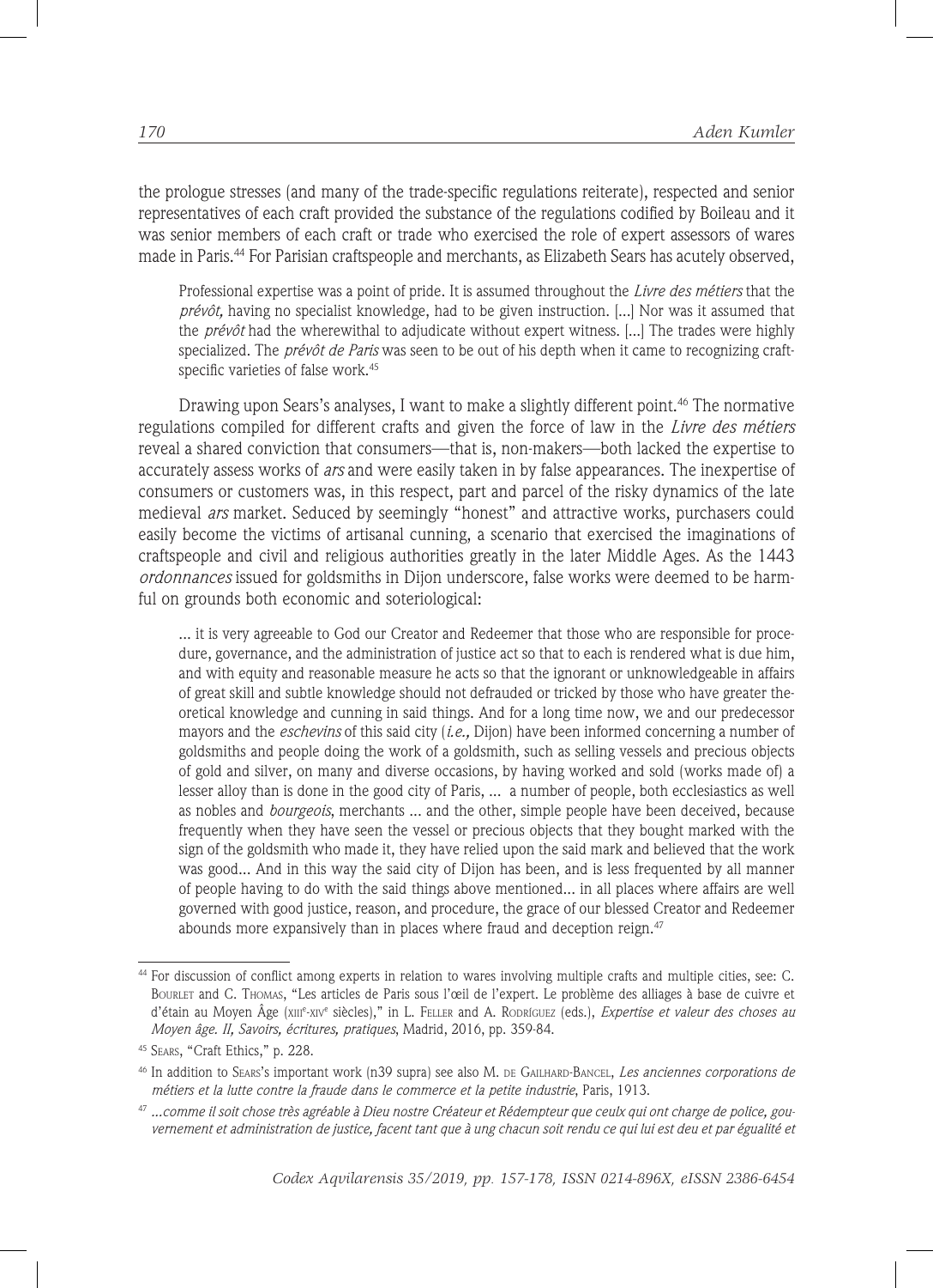the prologue stresses (and many of the trade-specific regulations reiterate), respected and senior representatives of each craft provided the substance of the regulations codified by Boileau and it was senior members of each craft or trade who exercised the role of expert assessors of wares made in Paris.[44] For Parisian craftspeople and merchants, as Elizabeth Sears has acutely observed,

> Professional expertise was a point of pride. It is assumed throughout the *Livre des métiers* that the *prévôt,* having no specialist knowledge, had to be given instruction. [...] Nor was it assumed that the *prévôt* had the wherewithal to adjudicate without expert witness. [...] The trades were highly specialized. The *prévôt de Paris* was seen to be out of his depth when it came to recognizing craft-specific varieties of false work.[45]

Drawing upon Sears's analyses, I want to make a slightly different point.[46] The normative regulations compiled for different crafts and given the force of law in the *Livre des métiers* reveal a shared conviction that consumers—that is, non-makers—both lacked the expertise to accurately assess works of *ars* and were easily taken in by false appearances. The inexpertise of consumers or customers was, in this respect, part and parcel of the risky dynamics of the late medieval *ars* market. Seduced by seemingly "honest" and attractive works, purchasers could easily become the victims of artisanal cunning, a scenario that exercised the imaginations of craftspeople and civil and religious authorities greatly in the later Middle Ages. As the 1443 *ordonnances* issued for goldsmiths in Dijon underscore, false works were deemed to be harmful on grounds both economic and soteriological:

> ... it is very agreeable to God our Creator and Redeemer that those who are responsible for procedure, governance, and the administration of justice act so that to each is rendered what is due him, and with equity and reasonable measure he acts so that the ignorant or unknowledgeable in affairs of great skill and subtle knowledge should not defrauded or tricked by those who have greater theoretical knowledge and cunning in said things. And for a long time now, we and our predecessor mayors and the *eschevins* of this said city (*i.e.,* Dijon) have been informed concerning a number of goldsmiths and people doing the work of a goldsmith, such as selling vessels and precious objects of gold and silver, on many and diverse occasions, by having worked and sold (works made of) a lesser alloy than is done in the good city of Paris, ... a number of people, both ecclesiastics as well as nobles and *bourgeois*, merchants ... and the other, simple people have been deceived, because frequently when they have seen the vessel or precious objects that they bought marked with the sign of the goldsmith who made it, they have relied upon the said mark and believed that the work was good... And in this way the said city of Dijon has been, and is less frequented by all manner of people having to do with the said things above mentioned... in all places where affairs are well governed with good justice, reason, and procedure, the grace of our blessed Creator and Redeemer abounds more expansively than in places where fraud and deception reign.[47]

---

[44] For discussion of conflict among experts in relation to wares involving multiple crafts and multiple cities, see: C. Bourlet and C. Thomas, "Les articles de Paris sous l'œil de l'expert. Le problème des alliages à base de cuivre et d'étain au Moyen Âge (xiii[e]-xiv[e] siècles)," in L. Feller and A. Rodríguez (eds.), *Expertise et valeur des choses au Moyen âge. II, Savoirs, écritures, pratiques*, Madrid, 2016, pp. 359-84.

[45] Sears, "Craft Ethics," p. 228.

[46] In addition to Sears's important work (n39 supra) see also M. de Gailhard-Bancel, *Les anciennes corporations de métiers et la lutte contre la fraude dans le commerce et la petite industrie*, Paris, 1913.

[47] *...comme il soit chose très agréable à Dieu nostre Créateur et Rédempteur que ceulx qui ont charge de police, gouvernement et administration de justice, facent tant que à ung chacun soit rendu ce qui lui est deu et par égualité et*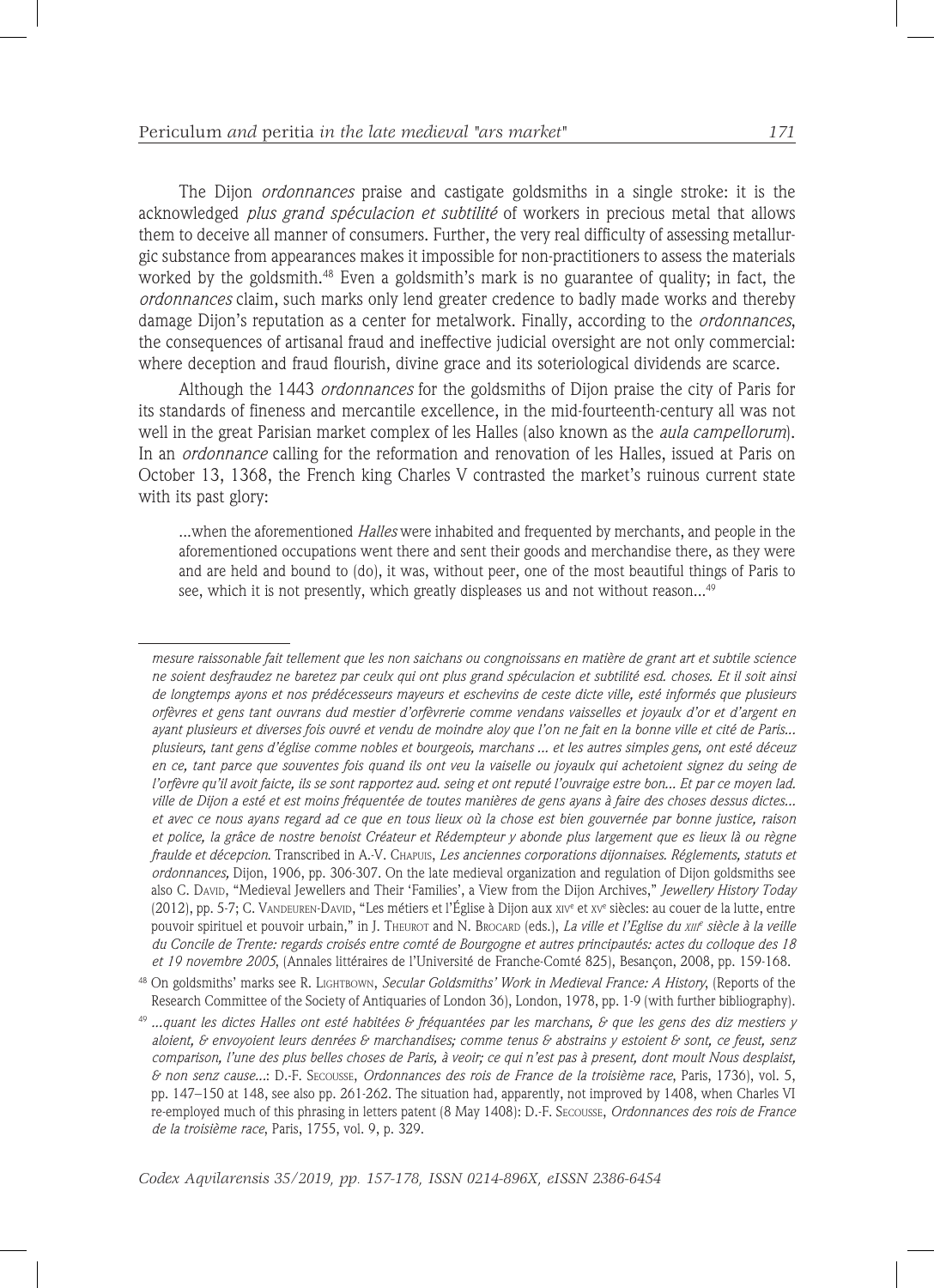The Dijon *ordonnances* praise and castigate goldsmiths in a single stroke: it is the acknowledged *plus grand spéculacion et subtilité* of workers in precious metal that allows them to deceive all manner of consumers. Further, the very real difficulty of assessing metallurgic substance from appearances makes it impossible for non-practitioners to assess the materials worked by the goldsmith.[48] Even a goldsmith's mark is no guarantee of quality; in fact, the *ordonnances* claim, such marks only lend greater credence to badly made works and thereby damage Dijon's reputation as a center for metalwork. Finally, according to the *ordonnances*, the consequences of artisanal fraud and ineffective judicial oversight are not only commercial: where deception and fraud flourish, divine grace and its soteriological dividends are scarce.

Although the 1443 *ordonnances* for the goldsmiths of Dijon praise the city of Paris for its standards of fineness and mercantile excellence, in the mid-fourteenth-century all was not well in the great Parisian market complex of les Halles (also known as the *aula campellorum*). In an *ordonnance* calling for the reformation and renovation of les Halles, issued at Paris on October 13, 1368, the French king Charles V contrasted the market's ruinous current state with its past glory:

> ...when the aforementioned *Halles* were inhabited and frequented by merchants, and people in the aforementioned occupations went there and sent their goods and merchandise there, as they were and are held and bound to (do), it was, without peer, one of the most beautiful things of Paris to see, which it is not presently, which greatly displeases us and not without reason...[49]

---

*mesure raissonable fait tellement que les non saichans ou congnoissans en matière de grant art et subtile science ne soient desfraudez ne baretez par ceulx qui ont plus grand spéculacion et subtilité esd. choses. Et il soit ainsi de longtemps ayons et nos prédécesseurs mayeurs et eschevins de ceste dicte ville, esté informés que plusieurs orfèvres et gens tant ouvrans dud mestier d'orfèvrerie comme vendans vaisselles et joyaulx d'or et d'argent en ayant plusieurs et diverses fois ouvré et vendu de moindre aloy que l'on ne fait en la bonne ville et cité de Paris... plusieurs, tant gens d'église comme nobles et bourgeois, marchans ... et les autres simples gens, ont esté déceuz en ce, tant parce que souventes fois quand ils ont veu la vaiselle ou joyaulx qui achetoient signez du seing de l'orfèvre qu'il avoit faicte, ils se sont rapportez aud. seing et ont reputé l'ouvraige estre bon... Et par ce moyen lad. ville de Dijon a esté et est moins fréquentée de toutes manières de gens ayans à faire des choses dessus dictes... et avec ce nous ayans regard ad ce que en tous lieux où la chose est bien gouvernée par bonne justice, raison et police, la grâce de nostre benoist Créateur et Rédempteur y abonde plus largement que es lieux là ou règne fraulde et décepcion.* Transcribed in A.-V. Chapuis, *Les anciennes corporations dijonnaises. Réglements, statuts et ordonnances,* Dijon, 1906, pp. 306-307. On the late medieval organization and regulation of Dijon goldsmiths see also C. David, "Medieval Jewellers and Their 'Families', a View from the Dijon Archives," *Jewellery History Today* (2012), pp. 5-7; C. Vandeuren-David, "Les métiers et l'Église à Dijon aux xiv[e] et xv[e] siècles: au couer de la lutte, entre pouvoir spirituel et pouvoir urbain," in J. Theurot and N. Brocard (eds.), *La ville et l'Eglise du xiii[e] siècle à la veille du Concile de Trente: regards croisés entre comté de Bourgogne et autres principautés: actes du colloque des 18 et 19 novembre 2005*, (Annales littéraires de l'Université de Franche-Comté 825), Besançon, 2008, pp. 159-168.

[48] On goldsmiths' marks see R. Lightbown, *Secular Goldsmiths' Work in Medieval France: A History*, (Reports of the Research Committee of the Society of Antiquaries of London 36), London, 1978, pp. 1-9 (with further bibliography).

[49] *...quant les dictes Halles ont esté habitées & fréquantées par les marchans, & que les gens des diz mestiers y aloient, & envoyoient leurs denrées & marchandises; comme tenus & abstrains y estoient & sont, ce feust, senz comparison, l'une des plus belles choses de Paris, à veoir; ce qui n'est pas à present, dont moult Nous desplaist, & non senz cause...*: D.-F. Secousse, *Ordonnances des rois de France de la troisième race*, Paris, 1736), vol. 5, pp. 147–150 at 148, see also pp. 261-262. The situation had, apparently, not improved by 1408, when Charles VI re-employed much of this phrasing in letters patent (8 May 1408): D.-F. Secousse, *Ordonnances des rois de France de la troisième race*, Paris, 1755, vol. 9, p. 329.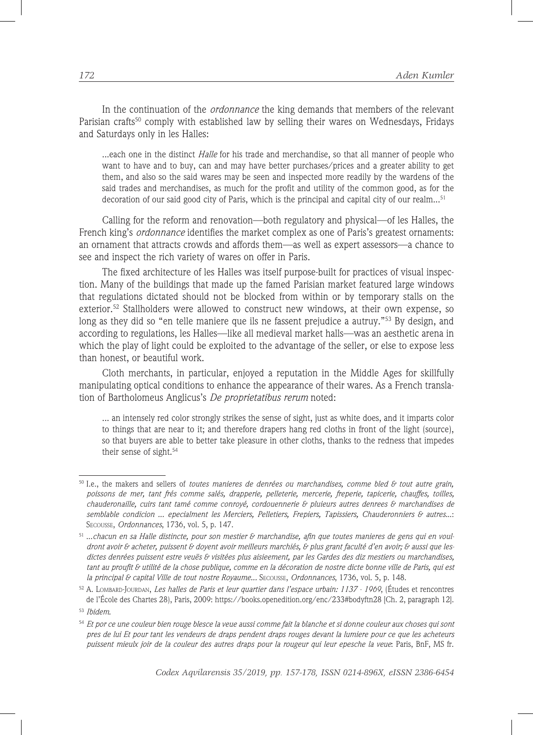In the continuation of the *ordonnance* the king demands that members of the relevant Parisian crafts[50] comply with established law by selling their wares on Wednesdays, Fridays and Saturdays only in les Halles:

> ...each one in the distinct *Halle* for his trade and merchandise, so that all manner of people who want to have and to buy, can and may have better purchases/prices and a greater ability to get them, and also so the said wares may be seen and inspected more readily by the wardens of the said trades and merchandises, as much for the profit and utility of the common good, as for the decoration of our said good city of Paris, which is the principal and capital city of our realm...[51]

Calling for the reform and renovation—both regulatory and physical—of les Halles, the French king's *ordonnance* identifies the market complex as one of Paris's greatest ornaments: an ornament that attracts crowds and affords them—as well as expert assessors—a chance to see and inspect the rich variety of wares on offer in Paris.

The fixed architecture of les Halles was itself purpose-built for practices of visual inspection. Many of the buildings that made up the famed Parisian market featured large windows that regulations dictated should not be blocked from within or by temporary stalls on the exterior.[52] Stallholders were allowed to construct new windows, at their own expense, so long as they did so "en telle maniere que ils ne fassent prejudice a autruy."[53] By design, and according to regulations, les Halles—like all medieval market halls—was an aesthetic arena in which the play of light could be exploited to the advantage of the seller, or else to expose less than honest, or beautiful work.

Cloth merchants, in particular, enjoyed a reputation in the Middle Ages for skillfully manipulating optical conditions to enhance the appearance of their wares. As a French translation of Bartholomeus Anglicus's *De proprietatibus rerum* noted:

> ... an intensely red color strongly strikes the sense of sight, just as white does, and it imparts color to things that are near to it; and therefore drapers hang red cloths in front of the light (source), so that buyers are able to better take pleasure in other cloths, thanks to the redness that impedes their sense of sight.[54]

---

[50] I.e., the makers and sellers of *toutes manieres de denrées ou marchandises, comme bled & tout autre grain, poissons de mer, tant frés comme salés, drapperie, pelleterie, mercerie, freperie, tapicerie, chauffes, toilles, chauderonaille, cuirs tant tamé comme conroyé, cordouennerie & pluieurs autres denrees & marchandises de semblable condicion ... epecialment les Merciers, Pelletiers, Frepiers, Tapissiers, Chauderonniers & autres...*: Secousse, *Ordonnances*, 1736, vol. 5, p. 147.

[51] *...chacun en sa Halle distincte, pour son mestier & marchandise, afin que toutes manieres de gens qui en vouldront avoir & acheter, puissent & doyent avoir meilleurs marchiés, & plus grant faculté d'en avoir; & aussi que lesdictes denrées puissent estre veuës & visitées plus aisieement, par les Gardes des diz mestiers ou marchandises, tant au proufit & utilité de la chose publique, comme en la décoration de nostre dicte bonne ville de Paris, qui est la principal & capital Ville de tout nostre Royaume...* Secousse, *Ordonnances*, 1736, vol. 5, p. 148.

[52] A. Lombard-Jourdan, *Les halles de Paris et leur quartier dans l'espace urbain: 1137 - 1969*, (Études et rencontres de l'École des Chartes 28), Paris, 2009: https://books.openedition.org/enc/233#bodyftn28 [Ch. 2, paragraph 12].

[53] *Ibidem*.

[54] *Et por ce une couleur bien rouge blesce la veue aussi comme fait la blanche et si donne couleur aux choses qui sont pres de lui Et pour tant les vendeurs de draps pendent draps rouges devant la lumiere pour ce que les acheteurs puissent mieulx joir de la couleur des autres draps pour la rougeur qui leur epesche la veue*: Paris, BnF, MS fr.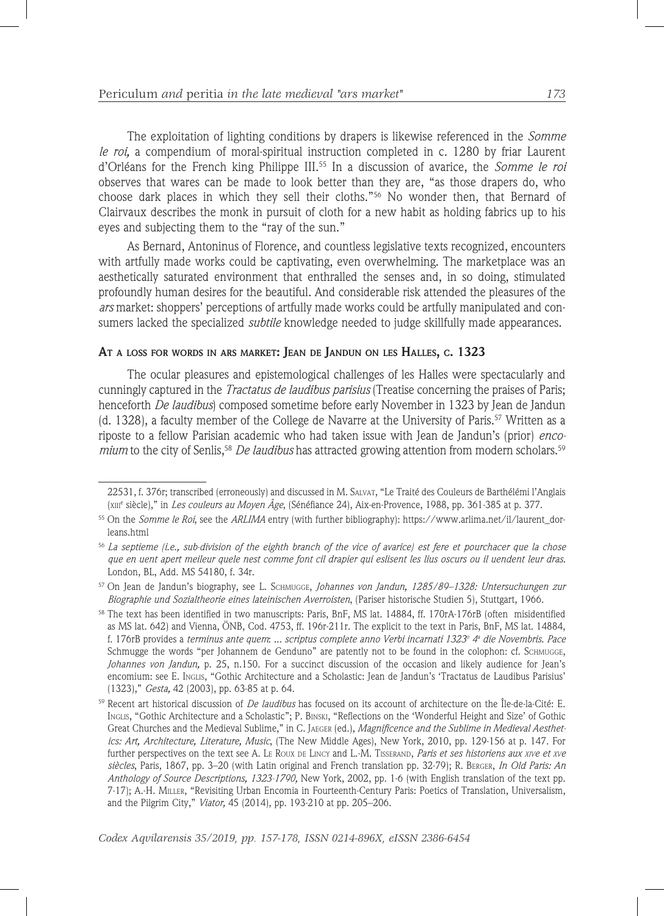The exploitation of lighting conditions by drapers is likewise referenced in the *Somme le roi,* a compendium of moral-spiritual instruction completed in c. 1280 by friar Laurent d'Orléans for the French king Philippe III.[55] In a discussion of avarice, the *Somme le roi* observes that wares can be made to look better than they are, "as those drapers do, who choose dark places in which they sell their cloths."[56] No wonder then, that Bernard of Clairvaux describes the monk in pursuit of cloth for a new habit as holding fabrics up to his eyes and subjecting them to the "ray of the sun."

As Bernard, Antoninus of Florence, and countless legislative texts recognized, encounters with artfully made works could be captivating, even overwhelming. The marketplace was an aesthetically saturated environment that enthralled the senses and, in so doing, stimulated profoundly human desires for the beautiful. And considerable risk attended the pleasures of the *ars* market: shoppers' perceptions of artfully made works could be artfully manipulated and consumers lacked the specialized *subtile* knowledge needed to judge skillfully made appearances.

## At a loss for words in ars market: Jean de Jandun on les Halles, c. 1323

The ocular pleasures and epistemological challenges of les Halles were spectacularly and cunningly captured in the *Tractatus de laudibus parisius* (Treatise concerning the praises of Paris; henceforth *De laudibus*) composed sometime before early November in 1323 by Jean de Jandun (d. 1328), a faculty member of the College de Navarre at the University of Paris.[57] Written as a riposte to a fellow Parisian academic who had taken issue with Jean de Jandun's (prior) *encomium* to the city of Senlis,[58] *De laudibus* has attracted growing attention from modern scholars.[59]

---

22531, f. 376r; transcribed (erroneously) and discussed in M. Salvat, "Le Traité des Couleurs de Barthélémi l'Anglais (xiii[e] siècle)," in *Les couleurs au Moyen Âge*, (Sénéfiance 24), Aix-en-Provence, 1988, pp. 361-385 at p. 377.

[55] On the *Somme le Roi*, see the *ARLIMA* entry (with further bibliography): https://www.arlima.net/il/laurent_dorleans.html

[56] *La septieme (i.e., sub-division of the eighth branch of the vice of avarice) est fere et pourchacer que la chose que en uent apert meileur quele nest comme font cil drapier qui eslisent les lius oscurs ou il uendent leur dras.* London, BL, Add. MS 54180, f. 34r.

[57] On Jean de Jandun's biography, see L. Schmugge, *Johannes von Jandun, 1285/89–1328: Untersuchungen zur Biographie und Sozialtheorie eines lateinischen Averroisten*, (Pariser historische Studien 5), Stuttgart, 1966.

[58] The text has been identified in two manuscripts: Paris, BnF, MS lat. 14884, ff. 170rA-176rB (often misidentified as MS lat. 642) and Vienna, ÖNB, Cod. 4753, ff. 196r-211r. The explicit to the text in Paris, BnF, MS lat. 14884, f. 176rB provides a *terminus ante quem*: *... scriptus complete anno Verbi incarnati 1323º 4ª die Novembris. Pace* Schmugge the words "per Johannem de Genduno" are patently not to be found in the colophon: cf. Schmugge, *Johannes von Jandun,* p. 25, n.150. For a succinct discussion of the occasion and likely audience for Jean's encomium: see E. Inglis, "Gothic Architecture and a Scholastic: Jean de Jandun's 'Tractatus de Laudibus Parisius' (1323)," *Gesta,* 42 (2003), pp. 63-85 at p. 64.

[59] Recent art historical discussion of *De laudibus* has focused on its account of architecture on the Île-de-la-Cité: E. Inglis, "Gothic Architecture and a Scholastic"; P. Binski, "Reflections on the 'Wonderful Height and Size' of Gothic Great Churches and the Medieval Sublime," in C. Jaeger (ed.), *Magnificence and the Sublime in Medieval Aesthetics: Art, Architecture, Literature, Music*, (The New Middle Ages), New York, 2010, pp. 129-156 at p. 147. For further perspectives on the text see A. Le Roux de Lincy and L.-M. Tisserand, *Paris et ses historiens aux xive et xve siècles*, Paris, 1867, pp. 3–20 (with Latin original and French translation pp. 32-79); R. Berger, *In Old Paris: An Anthology of Source Descriptions, 1323-1790,* New York, 2002, pp. 1-6 (with English translation of the text pp. 7-17); A.-H. Miller, "Revisiting Urban Encomia in Fourteenth-Century Paris: Poetics of Translation, Universalism, and the Pilgrim City," *Viator,* 45 (2014), pp. 193-210 at pp. 205–206.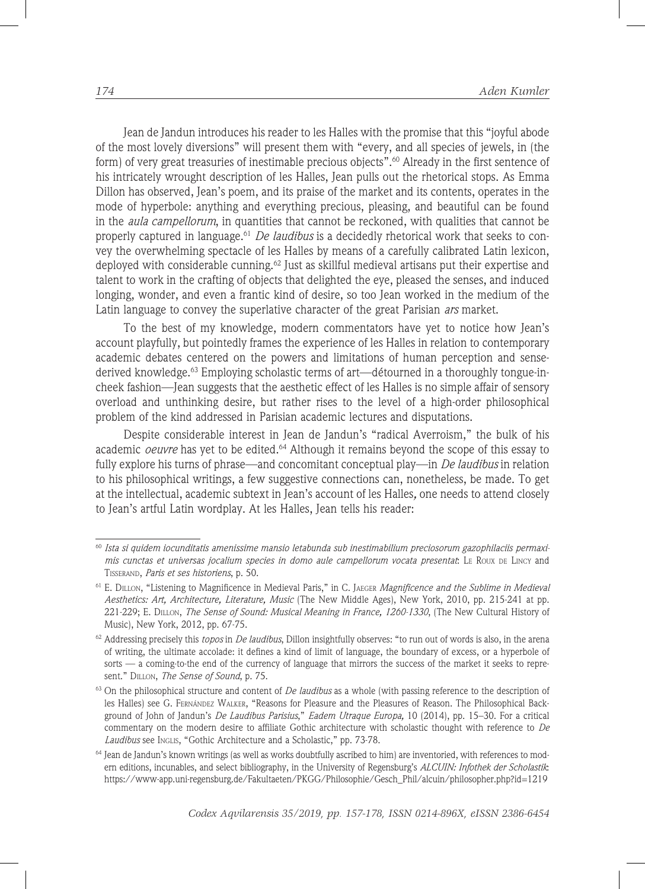Jean de Jandun introduces his reader to les Halles with the promise that this "joyful abode of the most lovely diversions" will present them with "every, and all species of jewels, in (the form) of very great treasuries of inestimable precious objects".[60] Already in the first sentence of his intricately wrought description of les Halles, Jean pulls out the rhetorical stops. As Emma Dillon has observed, Jean's poem, and its praise of the market and its contents, operates in the mode of hyperbole: anything and everything precious, pleasing, and beautiful can be found in the *aula campellorum*, in quantities that cannot be reckoned, with qualities that cannot be properly captured in language.[61] *De laudibus* is a decidedly rhetorical work that seeks to convey the overwhelming spectacle of les Halles by means of a carefully calibrated Latin lexicon, deployed with considerable cunning.[62] Just as skillful medieval artisans put their expertise and talent to work in the crafting of objects that delighted the eye, pleased the senses, and induced longing, wonder, and even a frantic kind of desire, so too Jean worked in the medium of the Latin language to convey the superlative character of the great Parisian *ars* market.

To the best of my knowledge, modern commentators have yet to notice how Jean's account playfully, but pointedly frames the experience of les Halles in relation to contemporary academic debates centered on the powers and limitations of human perception and sense-derived knowledge.[63] Employing scholastic terms of art—détourned in a thoroughly tongue-in-cheek fashion—Jean suggests that the aesthetic effect of les Halles is no simple affair of sensory overload and unthinking desire, but rather rises to the level of a high-order philosophical problem of the kind addressed in Parisian academic lectures and disputations.

Despite considerable interest in Jean de Jandun's "radical Averroism," the bulk of his academic *oeuvre* has yet to be edited.[64] Although it remains beyond the scope of this essay to fully explore his turns of phrase—and concomitant conceptual play—in *De laudibus* in relation to his philosophical writings, a few suggestive connections can, nonetheless, be made. To get at the intellectual, academic subtext in Jean's account of les Halles, one needs to attend closely to Jean's artful Latin wordplay. At les Halles, Jean tells his reader:

---

[60] *Ista si quidem iocunditatis amenissime mansio letabunda sub inestimabilium preciosorum gazophilaciis permaximis cunctas et universas jocalium species in domo aule campellorum vocata presentat*: Le Roux de Lincy and Tisserand, *Paris et ses historiens*, p. 50.

[61] E. Dillon, "Listening to Magnificence in Medieval Paris," in C. Jaeger *Magnificence and the Sublime in Medieval Aesthetics: Art, Architecture, Literature, Music* (The New Middle Ages), New York, 2010, pp. 215-241 at pp. 221-229; E. Dillon, *The Sense of Sound: Musical Meaning in France, 1260-1330*, (The New Cultural History of Music), New York, 2012, pp. 67-75.

[62] Addressing precisely this *topos* in *De laudibus*, Dillon insightfully observes: "to run out of words is also, in the arena of writing, the ultimate accolade: it defines a kind of limit of language, the boundary of excess, or a hyperbole of sorts — a coming-to-the end of the currency of language that mirrors the success of the market it seeks to represent." Dillon, *The Sense of Sound*, p. 75.

[63] On the philosophical structure and content of *De laudibus* as a whole (with passing reference to the description of les Halles) see G. Fernández Walker, "Reasons for Pleasure and the Pleasures of Reason. The Philosophical Background of John of Jandun's *De Laudibus Parisius*," *Eadem Utraque Europa*, 10 (2014), pp. 15–30. For a critical commentary on the modern desire to affiliate Gothic architecture with scholastic thought with reference to *De Laudibus* see Inglis, "Gothic Architecture and a Scholastic," pp. 73-78.

[64] Jean de Jandun's known writings (as well as works doubtfully ascribed to him) are inventoried, with references to modern editions, incunables, and select bibliography, in the University of Regensburg's *ALCUIN: Infothek der Scholastik*: https://www-app.uni-regensburg.de/Fakultaeten/PKGG/Philosophie/Gesch_Phil/alcuin/philosopher.php?id=1219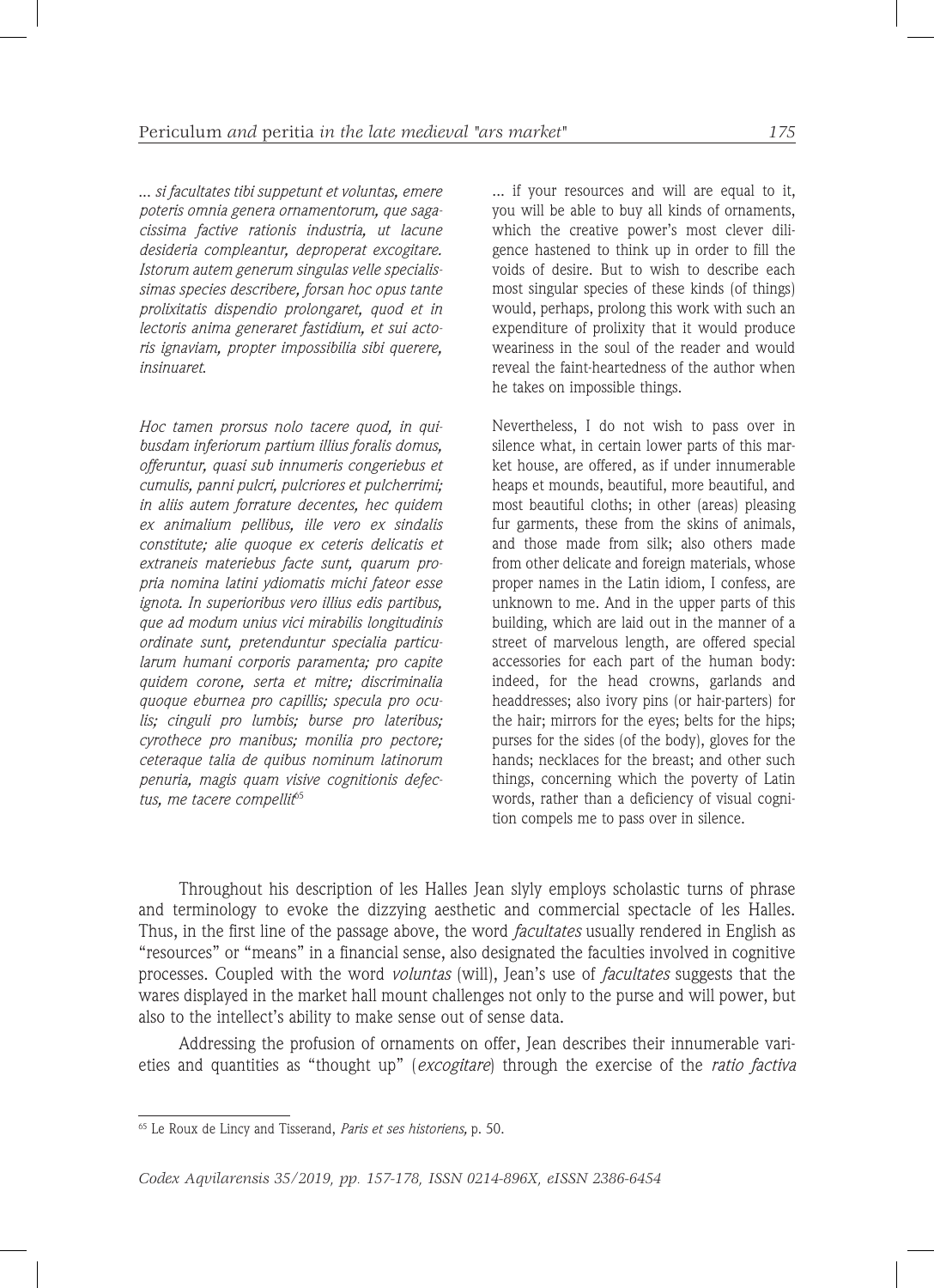... *si facultates tibi suppetunt et voluntas, emere poteris omnia genera ornamentorum, que sagacissima factive rationis industria, ut lacune desideria compleantur, deproperat excogitare. Istorum autem generum singulas velle specialissimas species describere, forsan hoc opus tante prolixitatis dispendio prolongaret, quod et in lectoris anima generaret fastidium, et sui actoris ignaviam, propter impossibilia sibi querere, insinuaret.*

... if your resources and will are equal to it, you will be able to buy all kinds of ornaments, which the creative power's most clever diligence hastened to think up in order to fill the voids of desire. But to wish to describe each most singular species of these kinds (of things) would, perhaps, prolong this work with such an expenditure of prolixity that it would produce weariness in the soul of the reader and would reveal the faint-heartedness of the author when he takes on impossible things.

*Hoc tamen prorsus nolo tacere quod, in quibusdam inferiorum partium illius foralis domus, offeruntur, quasi sub innumeris congeriebus et cumulis, panni pulcri, pulcriores et pulcherrimi; in aliis autem forrature decentes, hec quidem ex animalium pellibus, ille vero ex sindalis constitute; alie quoque ex ceteris delicatis et extraneis materiebus facte sunt, quarum propria nomina latini ydiomatis michi fateor esse ignota. In superioribus vero illius edis partibus, que ad modum unius vici mirabilis longitudinis ordinate sunt, pretenduntur specialia particularum humani corporis paramenta; pro capite quidem corone, serta et mitre; discriminalia quoque eburnea pro capillis; specula pro oculis; cinguli pro lumbis; burse pro lateribus; cyrothece pro manibus; monilia pro pectore; ceteraque talia de quibus nominum latinorum penuria, magis quam visive cognitionis defectus, me tacere compellit*[65]

Nevertheless, I do not wish to pass over in silence what, in certain lower parts of this market house, are offered, as if under innumerable heaps et mounds, beautiful, more beautiful, and most beautiful cloths; in other (areas) pleasing fur garments, these from the skins of animals, and those made from silk; also others made from other delicate and foreign materials, whose proper names in the Latin idiom, I confess, are unknown to me. And in the upper parts of this building, which are laid out in the manner of a street of marvelous length, are offered special accessories for each part of the human body: indeed, for the head crowns, garlands and headdresses; also ivory pins (or hair-parters) for the hair; mirrors for the eyes; belts for the hips; purses for the sides (of the body), gloves for the hands; necklaces for the breast; and other such things, concerning which the poverty of Latin words, rather than a deficiency of visual cognition compels me to pass over in silence.

Throughout his description of les Halles Jean slyly employs scholastic turns of phrase and terminology to evoke the dizzying aesthetic and commercial spectacle of les Halles. Thus, in the first line of the passage above, the word *facultates* usually rendered in English as "resources" or "means" in a financial sense, also designated the faculties involved in cognitive processes. Coupled with the word *voluntas* (will), Jean's use of *facultates* suggests that the wares displayed in the market hall mount challenges not only to the purse and will power, but also to the intellect's ability to make sense out of sense data.

Addressing the profusion of ornaments on offer, Jean describes their innumerable varieties and quantities as "thought up" (*excogitare*) through the exercise of the *ratio factiva*

---

[65] Le Roux de Lincy and Tisserand, *Paris et ses historiens,* p. 50.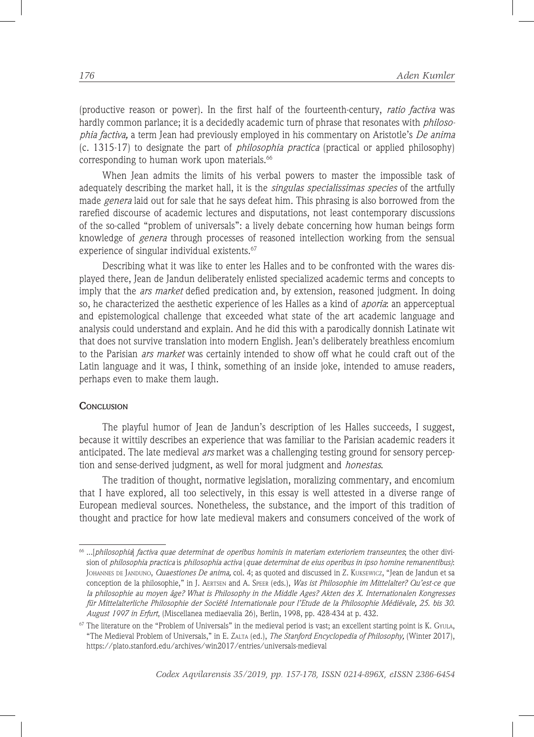(productive reason or power). In the first half of the fourteenth-century, *ratio factiva* was hardly common parlance; it is a decidedly academic turn of phrase that resonates with *philosophia factiva,* a term Jean had previously employed in his commentary on Aristotle's *De anima* (c. 1315-17) to designate the part of *philosophia practica* (practical or applied philosophy) corresponding to human work upon materials.[66]

When Jean admits the limits of his verbal powers to master the impossible task of adequately describing the market hall, it is the *singulas specialissimas species* of the artfully made *genera* laid out for sale that he says defeat him. This phrasing is also borrowed from the rarefied discourse of academic lectures and disputations, not least contemporary discussions of the so-called "problem of universals": a lively debate concerning how human beings form knowledge of *genera* through processes of reasoned intellection working from the sensual experience of singular individual existents.[67]

Describing what it was like to enter les Halles and to be confronted with the wares displayed there, Jean de Jandun deliberately enlisted specialized academic terms and concepts to imply that the *ars market* defied predication and, by extension, reasoned judgment. In doing so, he characterized the aesthetic experience of les Halles as a kind of *aporia*: an apperceptual and epistemological challenge that exceeded what state of the art academic language and analysis could understand and explain. And he did this with a parodically donnish Latinate wit that does not survive translation into modern English. Jean's deliberately breathless encomium to the Parisian *ars market* was certainly intended to show off what he could craft out of the Latin language and it was, I think, something of an inside joke, intended to amuse readers, perhaps even to make them laugh.

## Conclusion

The playful humor of Jean de Jandun's description of les Halles succeeds, I suggest, because it wittily describes an experience that was familiar to the Parisian academic readers it anticipated. The late medieval *ars* market was a challenging testing ground for sensory perception and sense-derived judgment, as well for moral judgment and *honestas*.

The tradition of thought, normative legislation, moralizing commentary, and encomium that I have explored, all too selectively, in this essay is well attested in a diverse range of European medieval sources. Nonetheless, the substance, and the import of this tradition of thought and practice for how late medieval makers and consumers conceived of the work of

---

[66] ...[*philosophia*] *factiva quae determinat de operibus hominis in materiam exterioriem transeuntes*; the other division of *philosophia practica* is *philosophia activa* (*quae determinat de eius operibus in ipso homine remanentibus)*: Johannes de Janduno, *Quaestiones De anima,* col. 4; as quoted and discussed in Z. Kuksewicz, "Jean de Jandun et sa conception de la philosophie," in J. Aertsen and A. Speer (eds.), *Was ist Philosophie im Mittelalter? Qu'est-ce que la philosophie au moyen âge? What is Philosophy in the Middle Ages? Akten des X. Internationalen Kongresses für Mittelalterliche Philosophie der Société Internationale pour l'Etude de la Philosophie Médiévale, 25. bis 30. August 1997 in Erfurt*, (Miscellanea mediaevalia 26), Berlin, 1998, pp. 428-434 at p. 432.

[67] The literature on the "Problem of Universals" in the medieval period is vast; an excellent starting point is K. Gyula, "The Medieval Problem of Universals," in E. Zalta (ed.), *The Stanford Encyclopedia of Philosophy,* (Winter 2017), https://plato.stanford.edu/archives/win2017/entries/universals-medieval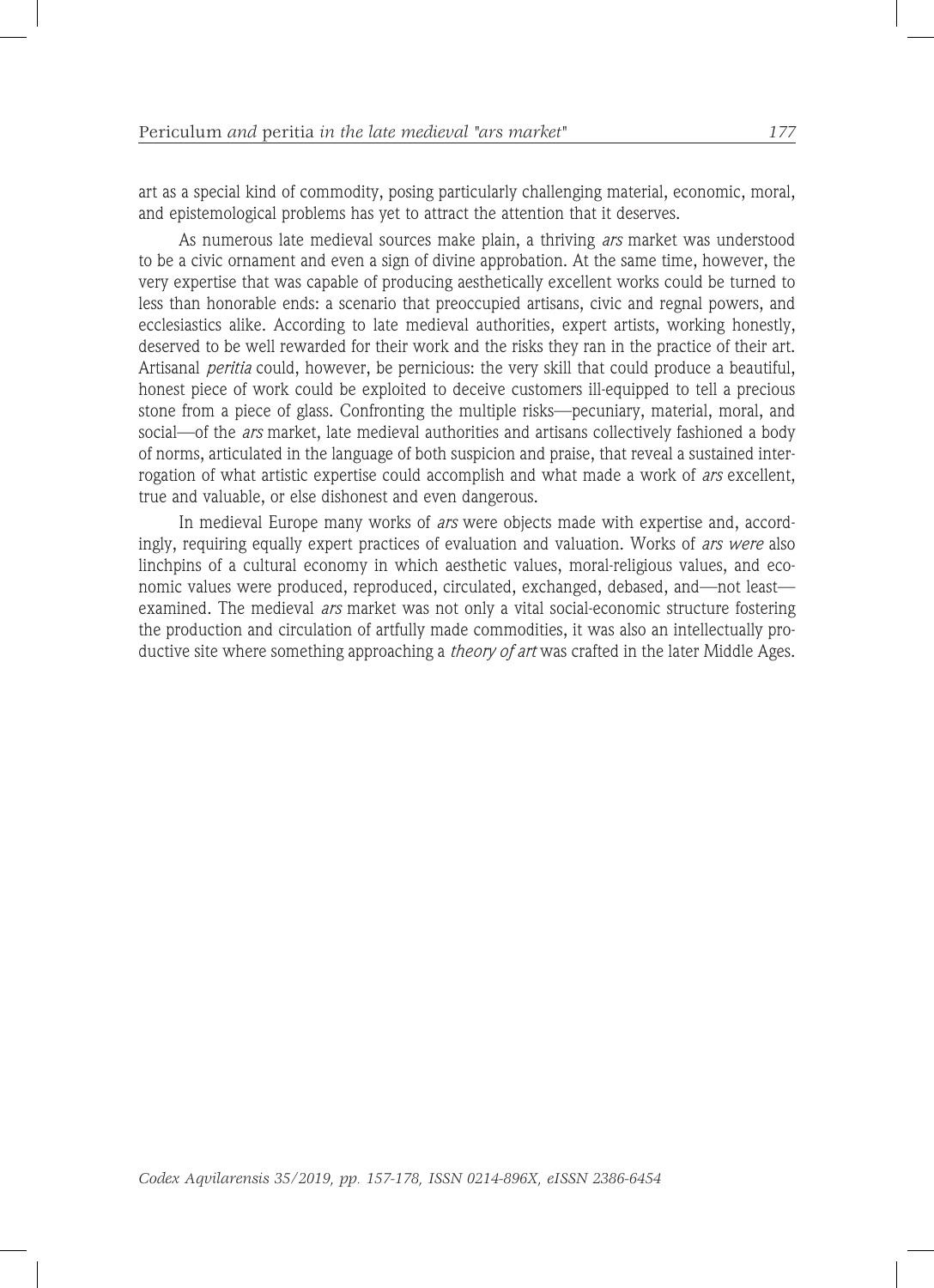art as a special kind of commodity, posing particularly challenging material, economic, moral, and epistemological problems has yet to attract the attention that it deserves.

As numerous late medieval sources make plain, a thriving *ars* market was understood to be a civic ornament and even a sign of divine approbation. At the same time, however, the very expertise that was capable of producing aesthetically excellent works could be turned to less than honorable ends: a scenario that preoccupied artisans, civic and regnal powers, and ecclesiastics alike. According to late medieval authorities, expert artists, working honestly, deserved to be well rewarded for their work and the risks they ran in the practice of their art. Artisanal *peritia* could, however, be pernicious: the very skill that could produce a beautiful, honest piece of work could be exploited to deceive customers ill-equipped to tell a precious stone from a piece of glass. Confronting the multiple risks—pecuniary, material, moral, and social—of the *ars* market, late medieval authorities and artisans collectively fashioned a body of norms, articulated in the language of both suspicion and praise, that reveal a sustained interrogation of what artistic expertise could accomplish and what made a work of *ars* excellent, true and valuable, or else dishonest and even dangerous.

In medieval Europe many works of *ars* were objects made with expertise and, accordingly, requiring equally expert practices of evaluation and valuation. Works of *ars were* also linchpins of a cultural economy in which aesthetic values, moral-religious values, and economic values were produced, reproduced, circulated, exchanged, debased, and—not least—examined. The medieval *ars* market was not only a vital social-economic structure fostering the production and circulation of artfully made commodities, it was also an intellectually productive site where something approaching a *theory of art* was crafted in the later Middle Ages.